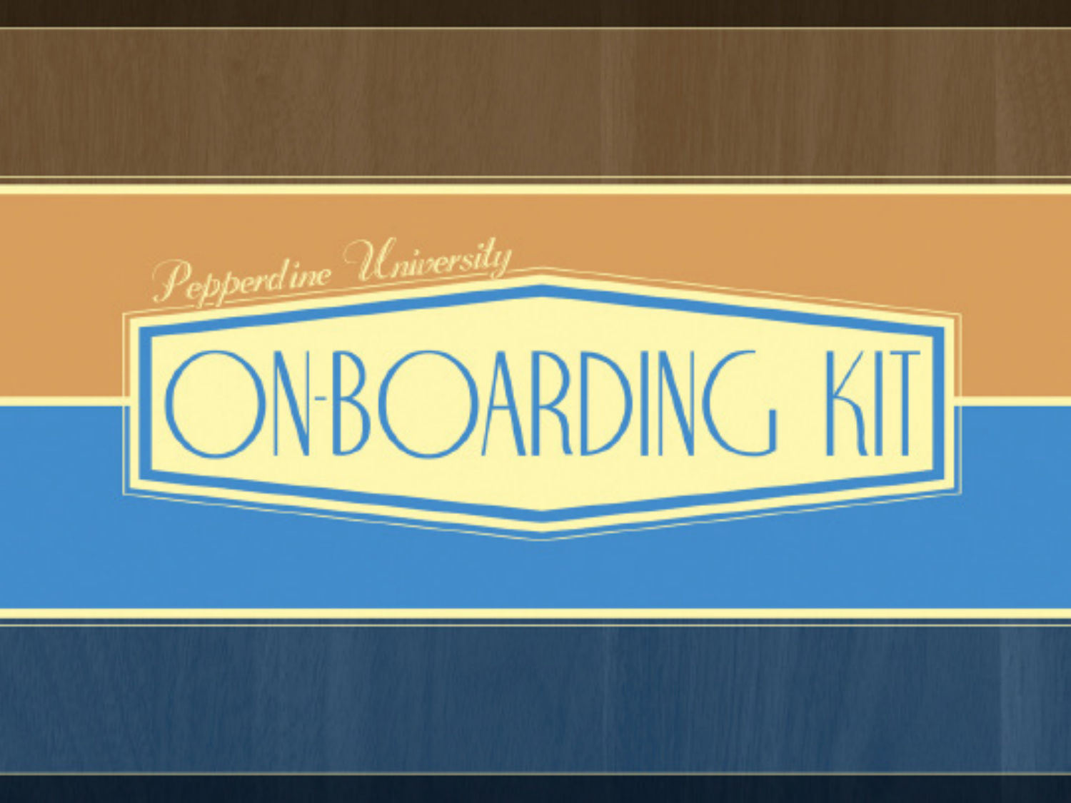*Pepperdine University*

# ON-BOARDING KIT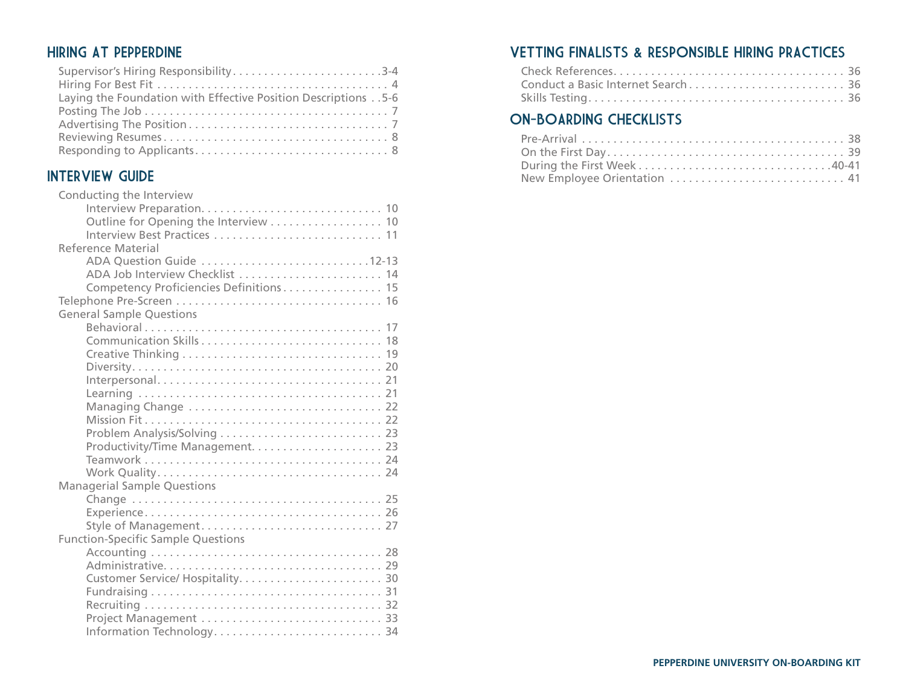## HIRING AT PEPPERDINE

- Supervisor's Hiring Responsibility . . . . . . . . . . . . . . . . . . . . . . . 3-4
- Hiring For Best Fit . . . . . . . . . . . . . . . . . . . . . . . . . . . . . . . . . . . . 4
- Laying the Foundation with Effective Position Descriptions . . 5-6
- Posting The Job . . . . . . . . . . . . . . . . . . . . . . . . . . . . . . . . . . . . . . 7
- Advertising The Position . . . . . . . . . . . . . . . . . . . . . . . . . . . . . . . 7
- Reviewing Resumes . . . . . . . . . . . . . . . . . . . . . . . . . . . . . . . . . . . 8
- Responding to Applicants . . . . . . . . . . . . . . . . . . . . . . . . . . . . . . 8

## INTERVIEW GUIDE

- Conducting the Interview
  - Interview Preparation . . . . . . . . . . . . . . . . . . . . . . . . . . . . . 10
  - Outline for Opening the Interview . . . . . . . . . . . . . . . . . . 10
  - Interview Best Practices . . . . . . . . . . . . . . . . . . . . . . . . . . . 11
- Reference Material
  - ADA Question Guide . . . . . . . . . . . . . . . . . . . . . . . . . . . 12-13
  - ADA Job Interview Checklist . . . . . . . . . . . . . . . . . . . . . . . 14
  - Competency Proficiencies Definitions . . . . . . . . . . . . . . . . 15
- Telephone Pre-Screen . . . . . . . . . . . . . . . . . . . . . . . . . . . . . . . . . 16
- General Sample Questions
  - Behavioral . . . . . . . . . . . . . . . . . . . . . . . . . . . . . . . . . . . . . . 17
  - Communication Skills . . . . . . . . . . . . . . . . . . . . . . . . . . . . . 18
  - Creative Thinking . . . . . . . . . . . . . . . . . . . . . . . . . . . . . . . . 19
  - Diversity . . . . . . . . . . . . . . . . . . . . . . . . . . . . . . . . . . . . . . . 20
  - Interpersonal . . . . . . . . . . . . . . . . . . . . . . . . . . . . . . . . . . . . 21
  - Learning . . . . . . . . . . . . . . . . . . . . . . . . . . . . . . . . . . . . . . . 21
  - Managing Change . . . . . . . . . . . . . . . . . . . . . . . . . . . . . . . 22
  - Mission Fit . . . . . . . . . . . . . . . . . . . . . . . . . . . . . . . . . . . . . 22
  - Problem Analysis/Solving . . . . . . . . . . . . . . . . . . . . . . . . . . 23
  - Productivity/Time Management . . . . . . . . . . . . . . . . . . . . . 23
  - Teamwork . . . . . . . . . . . . . . . . . . . . . . . . . . . . . . . . . . . . . . 24
  - Work Quality . . . . . . . . . . . . . . . . . . . . . . . . . . . . . . . . . . . . 24
- Managerial Sample Questions
  - Change . . . . . . . . . . . . . . . . . . . . . . . . . . . . . . . . . . . . . . . . 25
  - Experience . . . . . . . . . . . . . . . . . . . . . . . . . . . . . . . . . . . . . 26
  - Style of Management . . . . . . . . . . . . . . . . . . . . . . . . . . . . . 27
- Function-Specific Sample Questions
  - Accounting . . . . . . . . . . . . . . . . . . . . . . . . . . . . . . . . . . . . . 28
  - Administrative . . . . . . . . . . . . . . . . . . . . . . . . . . . . . . . . . . . 29
  - Customer Service/ Hospitality . . . . . . . . . . . . . . . . . . . . . . . 30
  - Fundraising . . . . . . . . . . . . . . . . . . . . . . . . . . . . . . . . . . . . . 31
  - Recruiting . . . . . . . . . . . . . . . . . . . . . . . . . . . . . . . . . . . . . . 32
  - Project Management . . . . . . . . . . . . . . . . . . . . . . . . . . . . . 33
  - Information Technology . . . . . . . . . . . . . . . . . . . . . . . . . . . 34

## VETTING FINALISTS & RESPONSIBLE HIRING PRACTICES

- Check References . . . . . . . . . . . . . . . . . . . . . . . . . . . . . . . . . . . . . 36
- Conduct a Basic Internet Search . . . . . . . . . . . . . . . . . . . . . . . . . 36
- Skills Testing . . . . . . . . . . . . . . . . . . . . . . . . . . . . . . . . . . . . . . . . 36

## ON-BOARDING CHECKLISTS

- Pre-Arrival . . . . . . . . . . . . . . . . . . . . . . . . . . . . . . . . . . . . . . . . . 38
- On the First Day . . . . . . . . . . . . . . . . . . . . . . . . . . . . . . . . . . . . . 39
- During the First Week . . . . . . . . . . . . . . . . . . . . . . . . . . . . . . . 40-41
- New Employee Orientation . . . . . . . . . . . . . . . . . . . . . . . . . . . . 41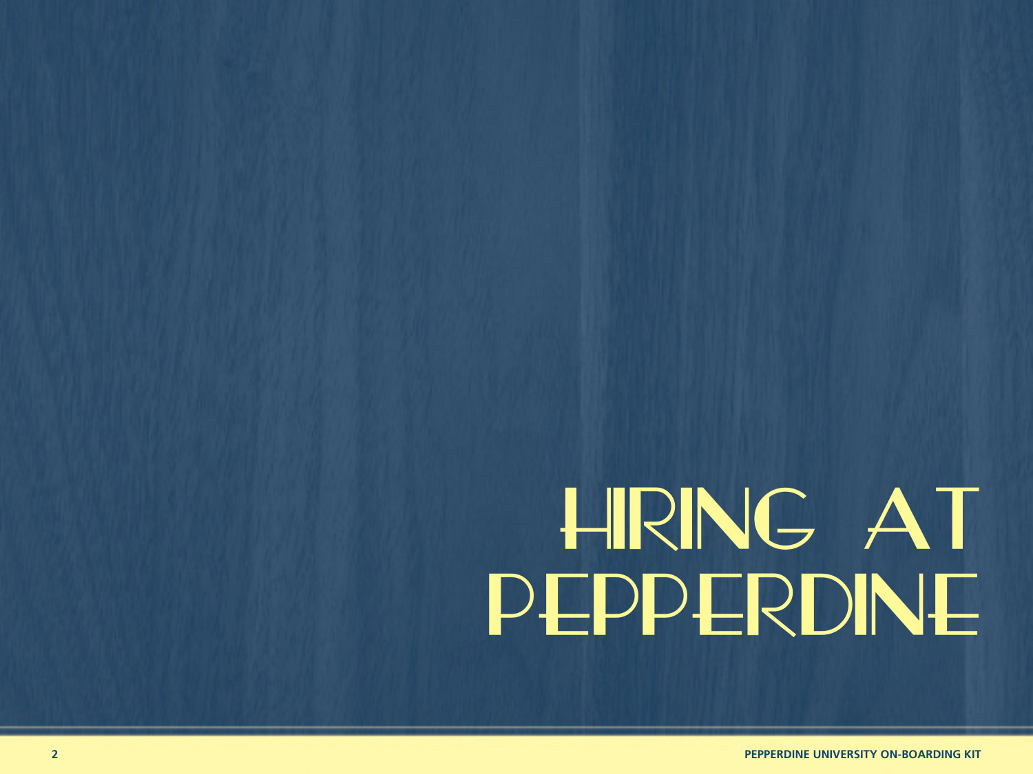# HIRING AT PEPPERDINE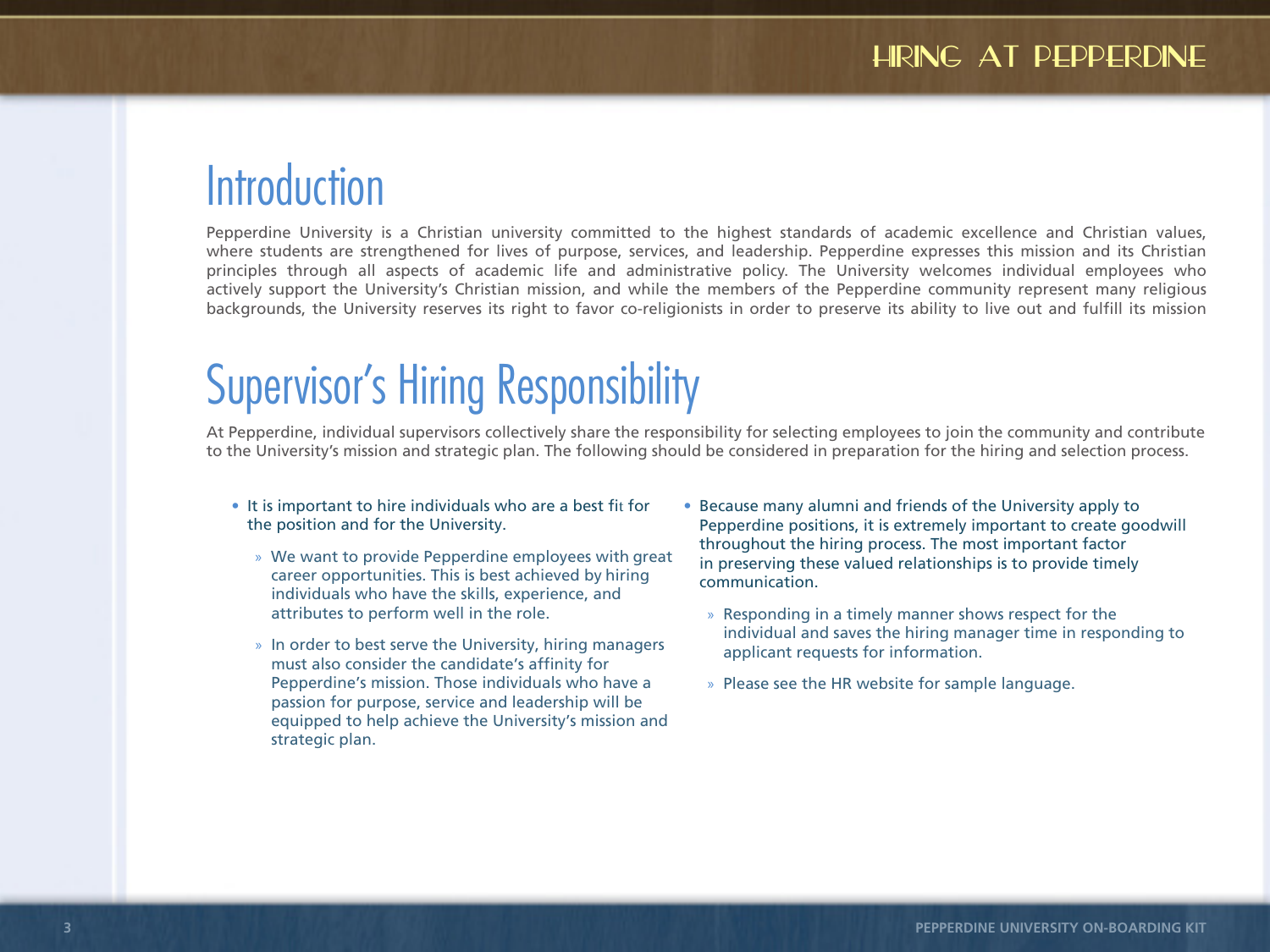# Introduction

Pepperdine University is a Christian university committed to the highest standards of academic excellence and Christian values, where students are strengthened for lives of purpose, services, and leadership. Pepperdine expresses this mission and its Christian principles through all aspects of academic life and administrative policy. The University welcomes individual employees who actively support the University's Christian mission, and while the members of the Pepperdine community represent many religious backgrounds, the University reserves its right to favor co-religionists in order to preserve its ability to live out and fulfill its mission

# Supervisor's Hiring Responsibility

At Pepperdine, individual supervisors collectively share the responsibility for selecting employees to join the community and contribute to the University's mission and strategic plan. The following should be considered in preparation for the hiring and selection process.

- It is important to hire individuals who are a best fit for the position and for the University.
  - We want to provide Pepperdine employees with great career opportunities. This is best achieved by hiring individuals who have the skills, experience, and attributes to perform well in the role.
  - In order to best serve the University, hiring managers must also consider the candidate's affinity for Pepperdine's mission. Those individuals who have a passion for purpose, service and leadership will be equipped to help achieve the University's mission and strategic plan.
- Because many alumni and friends of the University apply to Pepperdine positions, it is extremely important to create goodwill throughout the hiring process. The most important factor in preserving these valued relationships is to provide timely communication.
  - Responding in a timely manner shows respect for the individual and saves the hiring manager time in responding to applicant requests for information.
  - Please see the HR website for sample language.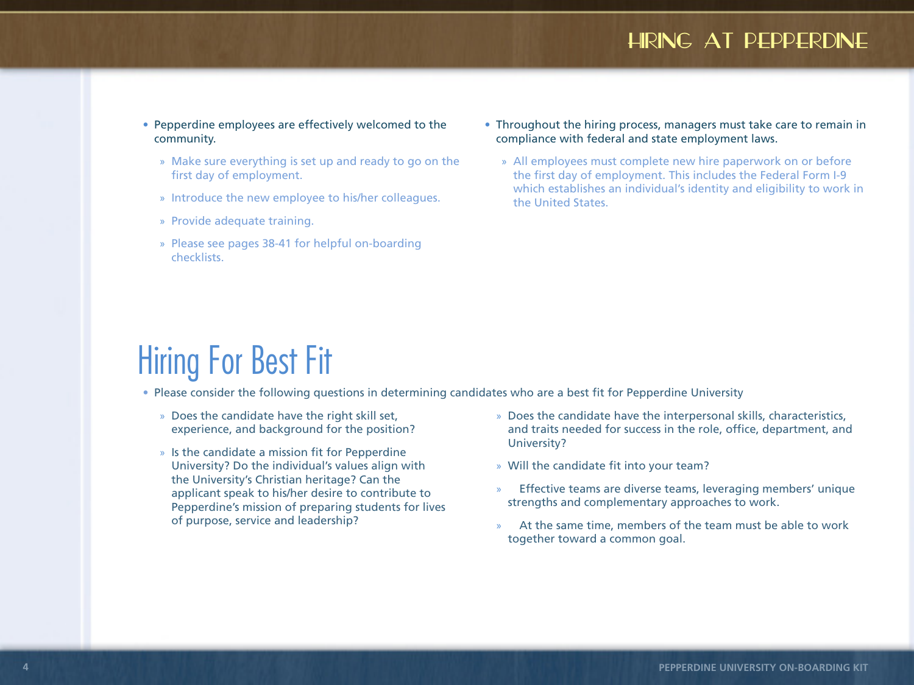- Pepperdine employees are effectively welcomed to the community.
  - Make sure everything is set up and ready to go on the first day of employment.
  - Introduce the new employee to his/her colleagues.
  - Provide adequate training.
  - Please see pages 38-41 for helpful on-boarding checklists.
- Throughout the hiring process, managers must take care to remain in compliance with federal and state employment laws.
  - All employees must complete new hire paperwork on or before the first day of employment. This includes the Federal Form I-9 which establishes an individual's identity and eligibility to work in the United States.

# Hiring For Best Fit

- Please consider the following questions in determining candidates who are a best fit for Pepperdine University
  - Does the candidate have the right skill set, experience, and background for the position?
  - Is the candidate a mission fit for Pepperdine University? Do the individual's values align with the University's Christian heritage? Can the applicant speak to his/her desire to contribute to Pepperdine's mission of preparing students for lives of purpose, service and leadership?
  - Does the candidate have the interpersonal skills, characteristics, and traits needed for success in the role, office, department, and University?
  - Will the candidate fit into your team?
  - Effective teams are diverse teams, leveraging members' unique strengths and complementary approaches to work.
  - At the same time, members of the team must be able to work together toward a common goal.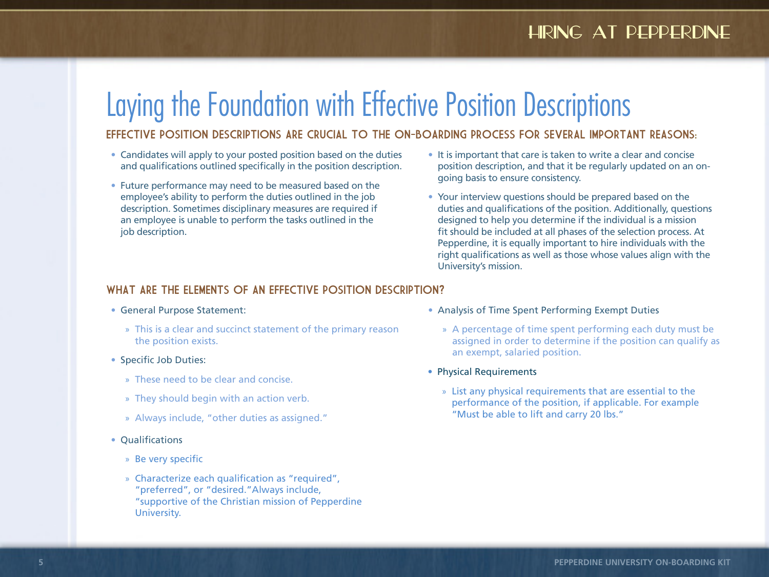# Laying the Foundation with Effective Position Descriptions

## EFFECTIVE POSITION DESCRIPTIONS ARE CRUCIAL TO THE ON-BOARDING PROCESS FOR SEVERAL IMPORTANT REASONS:

- Candidates will apply to your posted position based on the duties and qualifications outlined specifically in the position description.
- Future performance may need to be measured based on the employee's ability to perform the duties outlined in the job description. Sometimes disciplinary measures are required if an employee is unable to perform the tasks outlined in the job description.
- It is important that care is taken to write a clear and concise position description, and that it be regularly updated on an on-going basis to ensure consistency.
- Your interview questions should be prepared based on the duties and qualifications of the position. Additionally, questions designed to help you determine if the individual is a mission fit should be included at all phases of the selection process. At Pepperdine, it is equally important to hire individuals with the right qualifications as well as those whose values align with the University's mission.

## WHAT ARE THE ELEMENTS OF AN EFFECTIVE POSITION DESCRIPTION?

- General Purpose Statement:
  - This is a clear and succinct statement of the primary reason the position exists.
- Specific Job Duties:
  - These need to be clear and concise.
  - They should begin with an action verb.
  - Always include, "other duties as assigned."
- Qualifications
  - Be very specific
  - Characterize each qualification as "required", "preferred", or "desired."Always include, "supportive of the Christian mission of Pepperdine University.
- Analysis of Time Spent Performing Exempt Duties
  - A percentage of time spent performing each duty must be assigned in order to determine if the position can qualify as an exempt, salaried position.
- Physical Requirements
  - List any physical requirements that are essential to the performance of the position, if applicable. For example "Must be able to lift and carry 20 lbs."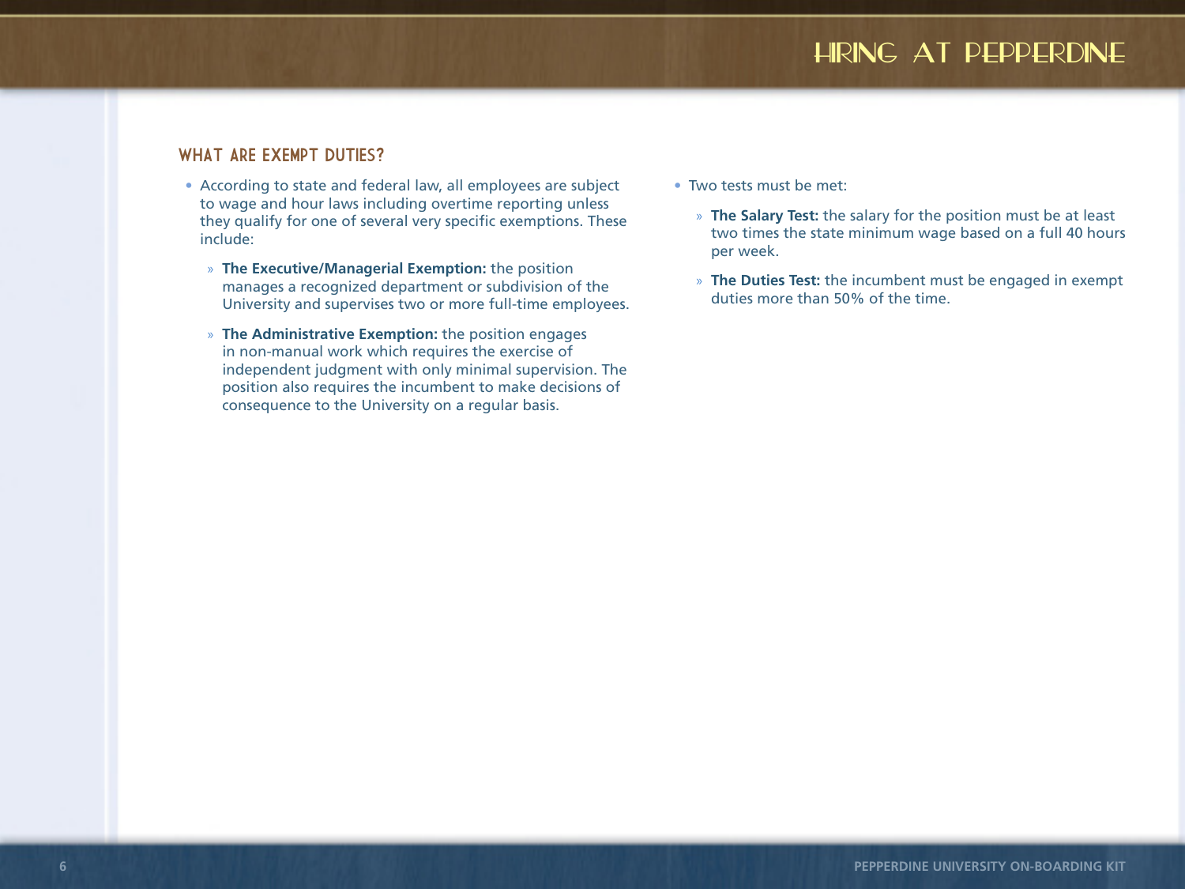## WHAT ARE EXEMPT DUTIES?

- According to state and federal law, all employees are subject to wage and hour laws including overtime reporting unless they qualify for one of several very specific exemptions. These include:
  - **The Executive/Managerial Exemption:** the position manages a recognized department or subdivision of the University and supervises two or more full-time employees.
  - **The Administrative Exemption:** the position engages in non-manual work which requires the exercise of independent judgment with only minimal supervision. The position also requires the incumbent to make decisions of consequence to the University on a regular basis.
- Two tests must be met:
  - **The Salary Test:** the salary for the position must be at least two times the state minimum wage based on a full 40 hours per week.
  - **The Duties Test:** the incumbent must be engaged in exempt duties more than 50% of the time.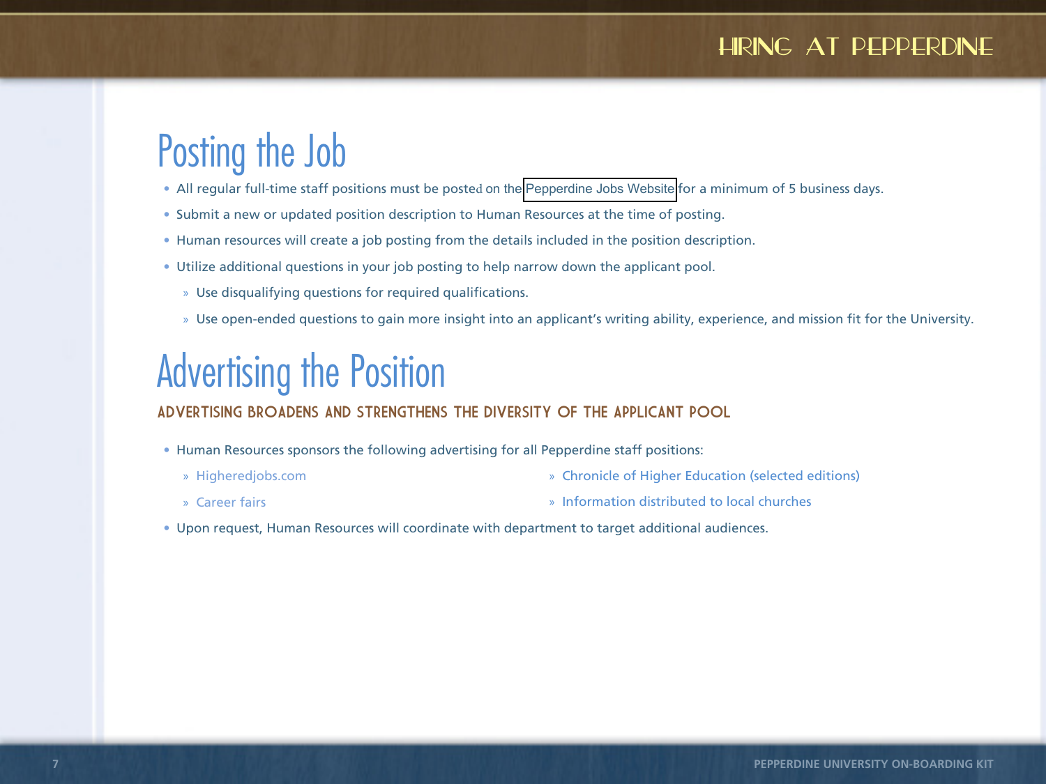# Posting the Job

- All regular full-time staff positions must be posted on the Pepperdine Jobs Website for a minimum of 5 business days.
- Submit a new or updated position description to Human Resources at the time of posting.
- Human resources will create a job posting from the details included in the position description.
- Utilize additional questions in your job posting to help narrow down the applicant pool.
  - Use disqualifying questions for required qualifications.
  - Use open-ended questions to gain more insight into an applicant's writing ability, experience, and mission fit for the University.

# Advertising the Position

## ADVERTISING BROADENS AND STRENGTHENS THE DIVERSITY OF THE APPLICANT POOL

- Human Resources sponsors the following advertising for all Pepperdine staff positions:
  - Higheredjobs.com
  - Career fairs
  - Chronicle of Higher Education (selected editions)
  - Information distributed to local churches
- Upon request, Human Resources will coordinate with department to target additional audiences.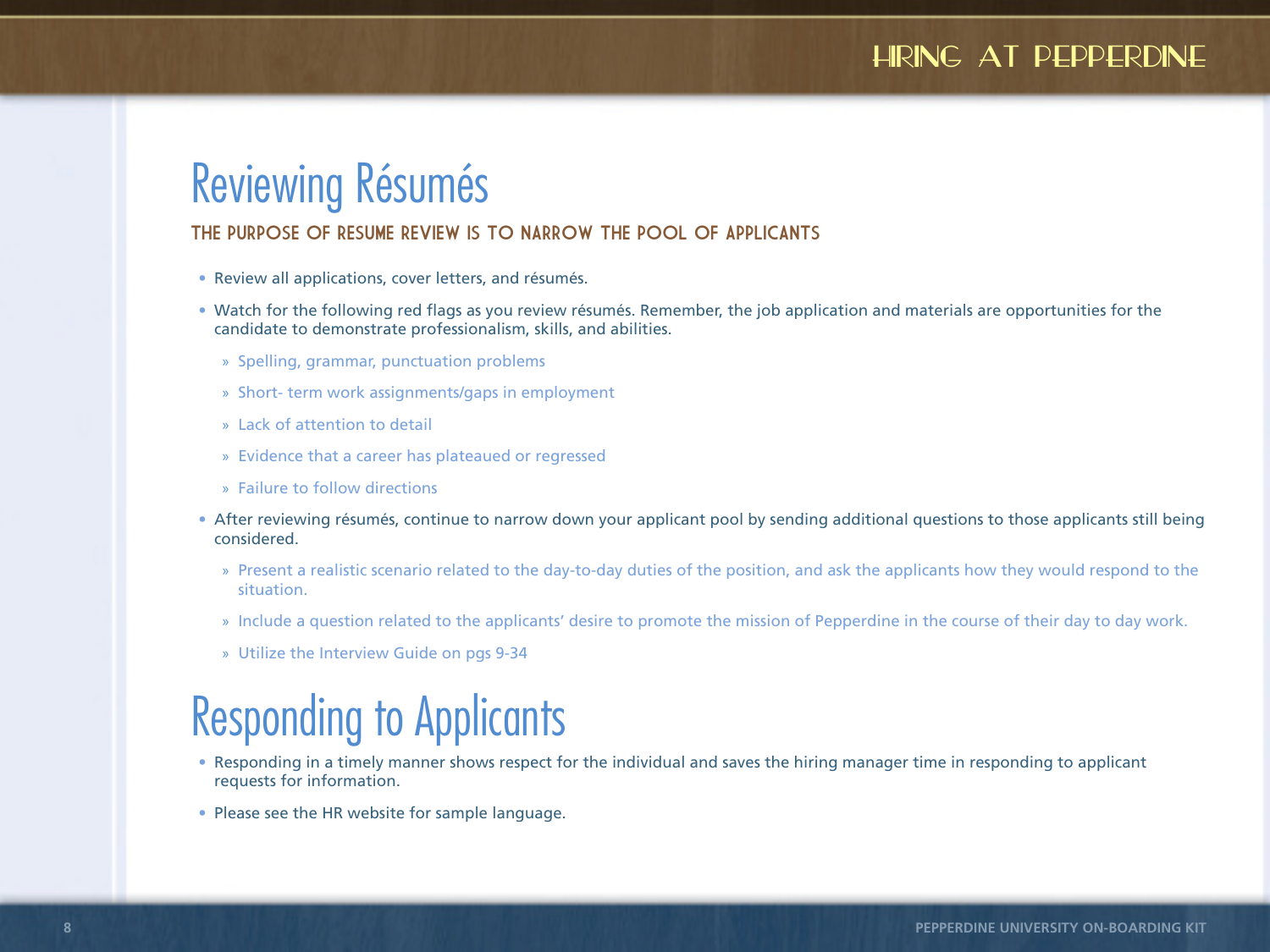# Reviewing Résumés

### THE PURPOSE OF RESUME REVIEW IS TO NARROW THE POOL OF APPLICANTS

- Review all applications, cover letters, and résumés.
- Watch for the following red flags as you review résumés. Remember, the job application and materials are opportunities for the candidate to demonstrate professionalism, skills, and abilities.
  - Spelling, grammar, punctuation problems
  - Short- term work assignments/gaps in employment
  - Lack of attention to detail
  - Evidence that a career has plateaued or regressed
  - Failure to follow directions
- After reviewing résumés, continue to narrow down your applicant pool by sending additional questions to those applicants still being considered.
  - Present a realistic scenario related to the day-to-day duties of the position, and ask the applicants how they would respond to the situation.
  - Include a question related to the applicants' desire to promote the mission of Pepperdine in the course of their day to day work.
  - Utilize the Interview Guide on pgs 9-34

# Responding to Applicants

- Responding in a timely manner shows respect for the individual and saves the hiring manager time in responding to applicant requests for information.
- Please see the HR website for sample language.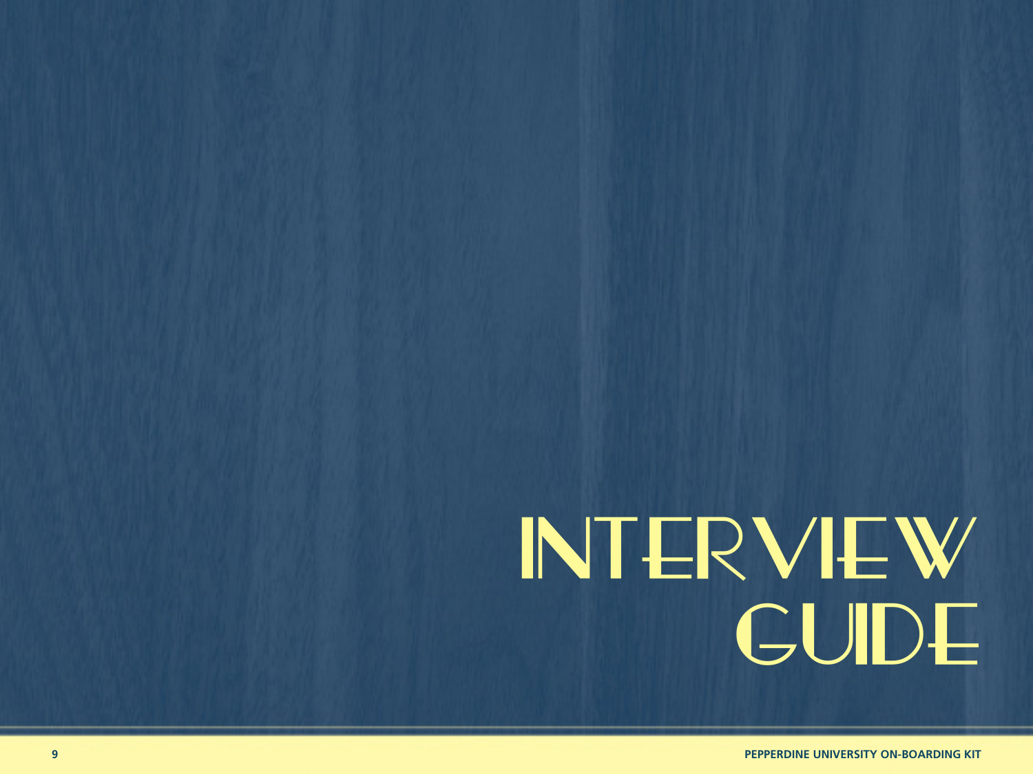# INTERVIEW GUIDE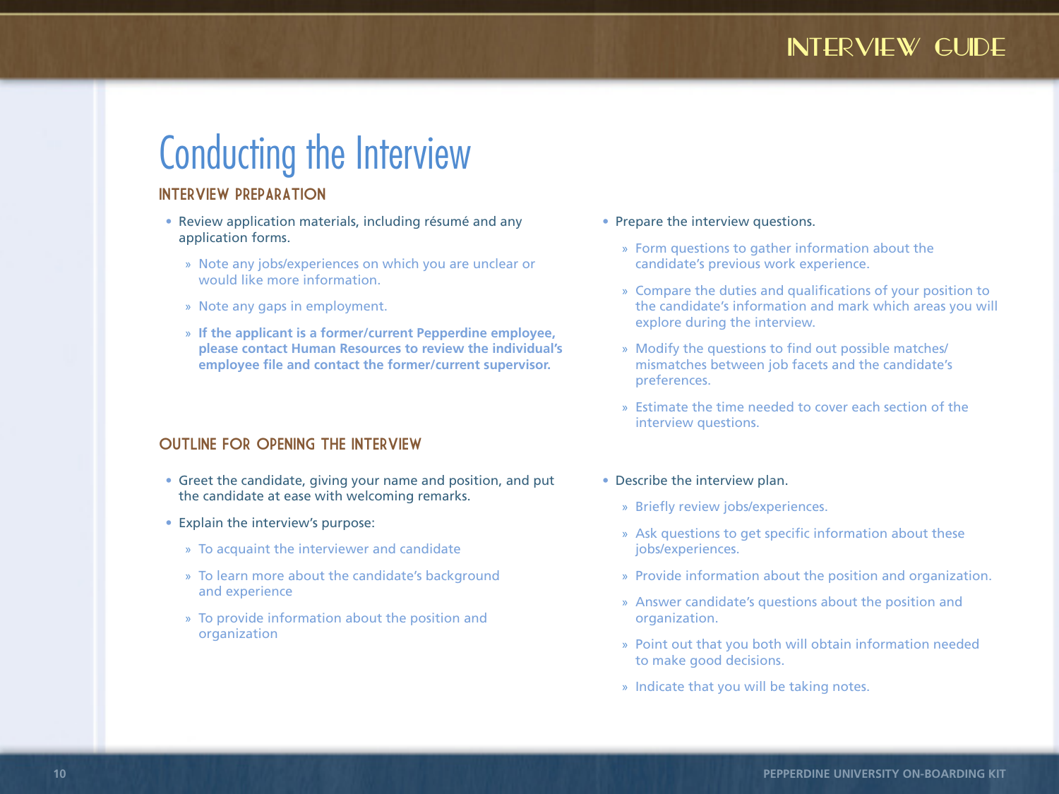# Conducting the Interview

## INTERVIEW PREPARATION

- Review application materials, including résumé and any application forms.
  - Note any jobs/experiences on which you are unclear or would like more information.
  - Note any gaps in employment.
  - **If the applicant is a former/current Pepperdine employee, please contact Human Resources to review the individual's employee file and contact the former/current supervisor.**
- Prepare the interview questions.
  - Form questions to gather information about the candidate's previous work experience.
  - Compare the duties and qualifications of your position to the candidate's information and mark which areas you will explore during the interview.
  - Modify the questions to find out possible matches/mismatches between job facets and the candidate's preferences.
  - Estimate the time needed to cover each section of the interview questions.

## OUTLINE FOR OPENING THE INTERVIEW

- Greet the candidate, giving your name and position, and put the candidate at ease with welcoming remarks.
- Explain the interview's purpose:
  - To acquaint the interviewer and candidate
  - To learn more about the candidate's background and experience
  - To provide information about the position and organization
- Describe the interview plan.
  - Briefly review jobs/experiences.
  - Ask questions to get specific information about these jobs/experiences.
  - Provide information about the position and organization.
  - Answer candidate's questions about the position and organization.
  - Point out that you both will obtain information needed to make good decisions.
  - Indicate that you will be taking notes.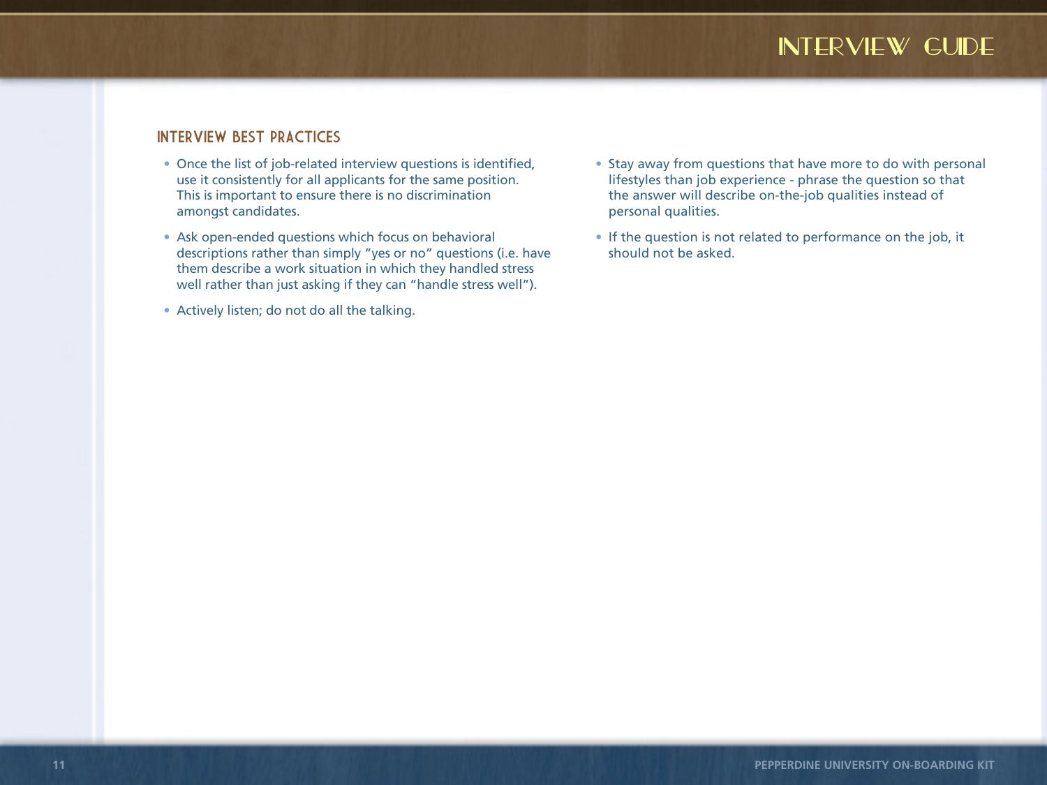## INTERVIEW BEST PRACTICES

- Once the list of job-related interview questions is identified, use it consistently for all applicants for the same position. This is important to ensure there is no discrimination amongst candidates.
- Ask open-ended questions which focus on behavioral descriptions rather than simply "yes or no" questions (i.e. have them describe a work situation in which they handled stress well rather than just asking if they can "handle stress well").
- Actively listen; do not do all the talking.
- Stay away from questions that have more to do with personal lifestyles than job experience - phrase the question so that the answer will describe on-the-job qualities instead of personal qualities.
- If the question is not related to performance on the job, it should not be asked.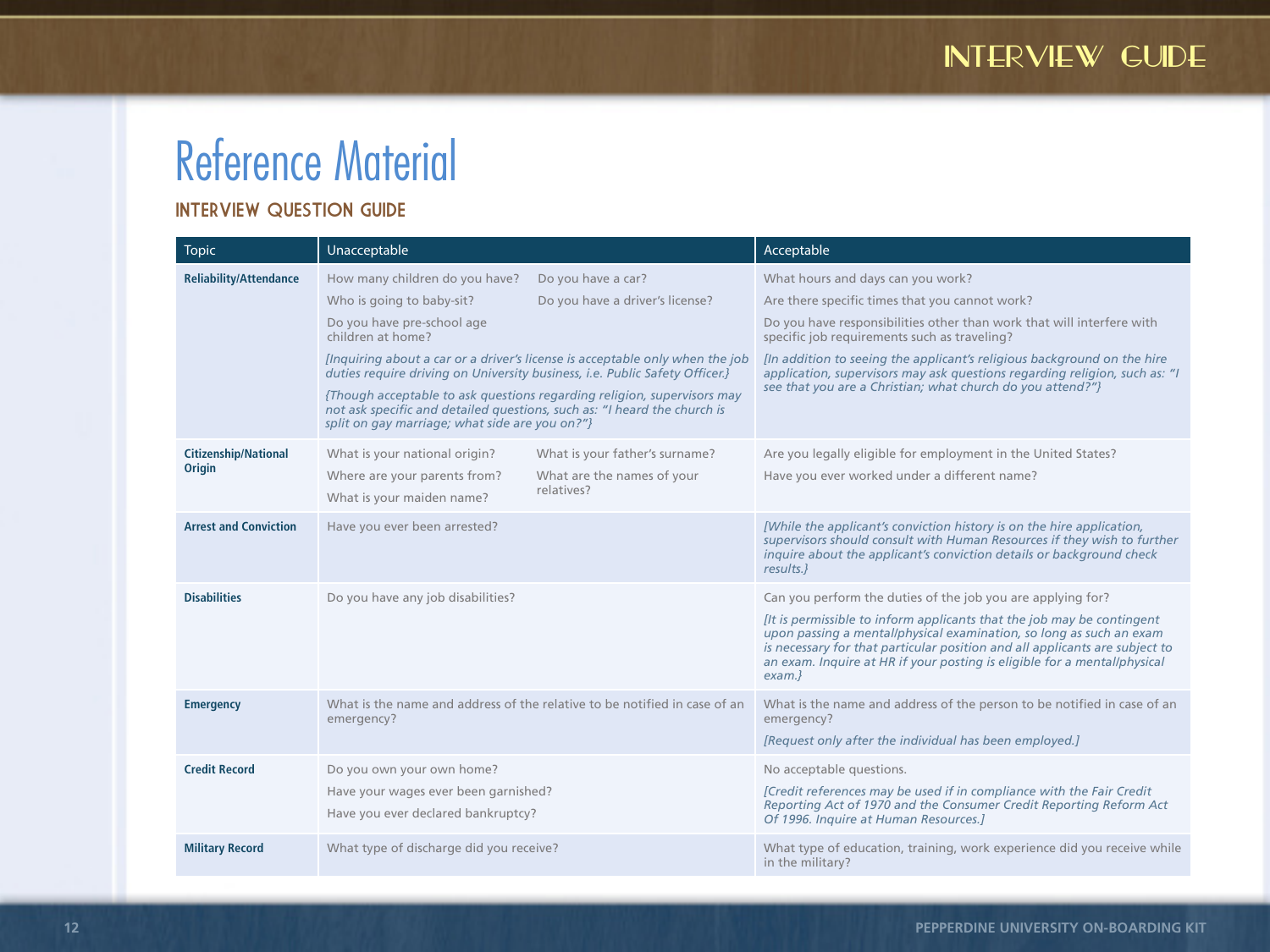# Reference Material

## INTERVIEW QUESTION GUIDE

| Topic | Unacceptable | Acceptable |
|---|---|---|
| **Reliability/Attendance** | How many children do you have? Do you have a car? Who is going to baby-sit? Do you have a driver's license? Do you have pre-school age children at home? *[Inquiring about a car or a driver's license is acceptable only when the job duties require driving on University business, i.e. Public Safety Officer.}* *{Though acceptable to ask questions regarding religion, supervisors may not ask specific and detailed questions, such as: "I heard the church is split on gay marriage; what side are you on?"}* | What hours and days can you work? Are there specific times that you cannot work? Do you have responsibilities other than work that will interfere with specific job requirements such as traveling? *[In addition to seeing the applicant's religious background on the hire application, supervisors may ask questions regarding religion, such as: "I see that you are a Christian; what church do you attend?"}* |
| **Citizenship/National Origin** | What is your national origin? Where are your parents from? What is your maiden name? What is your father's surname? What are the names of your relatives? | Are you legally eligible for employment in the United States? Have you ever worked under a different name? |
| **Arrest and Conviction** | Have you ever been arrested? | *[While the applicant's conviction history is on the hire application, supervisors should consult with Human Resources if they wish to further inquire about the applicant's conviction details or background check results.}* |
| **Disabilities** | Do you have any job disabilities? | Can you perform the duties of the job you are applying for? *[It is permissible to inform applicants that the job may be contingent upon passing a mental/physical examination, so long as such an exam is necessary for that particular position and all applicants are subject to an exam. Inquire at HR if your posting is eligible for a mental/physical exam.}* |
| **Emergency** | What is the name and address of the relative to be notified in case of an emergency? | What is the name and address of the person to be notified in case of an emergency? *[Request only after the individual has been employed.]* |
| **Credit Record** | Do you own your own home? Have your wages ever been garnished? Have you ever declared bankruptcy? | No acceptable questions. *[Credit references may be used if in compliance with the Fair Credit Reporting Act of 1970 and the Consumer Credit Reporting Reform Act Of 1996. Inquire at Human Resources.]* |
| **Military Record** | What type of discharge did you receive? | What type of education, training, work experience did you receive while in the military? |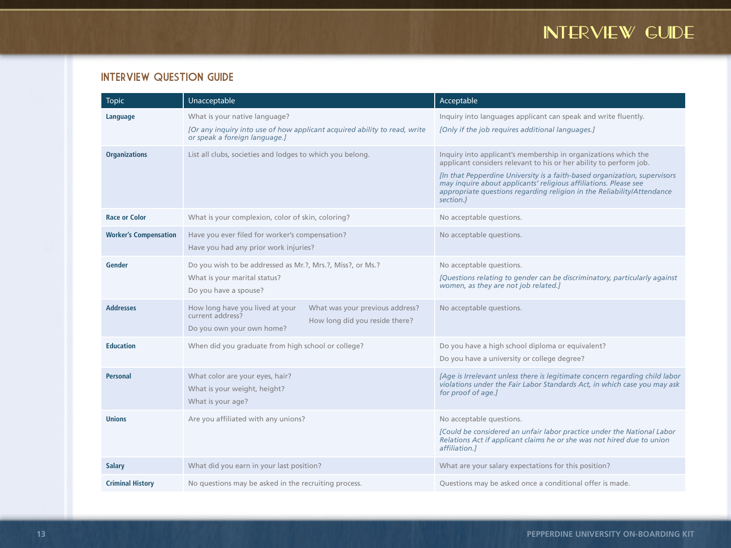## INTERVIEW QUESTION GUIDE

| Topic | Unacceptable | Acceptable |
|---|---|---|
| **Language** | What is your native language?<br>*[Or any inquiry into use of how applicant acquired ability to read, write or speak a foreign language.]* | Inquiry into languages applicant can speak and write fluently.<br>*[Only if the job requires additional languages.]* |
| **Organizations** | List all clubs, societies and lodges to which you belong. | Inquiry into applicant's membership in organizations which the applicant considers relevant to his or her ability to perform job.<br>*[In that Pepperdine University is a faith-based organization, supervisors may inquire about applicants' religious affiliations. Please see appropriate questions regarding religion in the Reliability/Attendance section.}* |
| **Race or Color** | What is your complexion, color of skin, coloring? | No acceptable questions. |
| **Worker's Compensation** | Have you ever filed for worker's compensation?<br>Have you had any prior work injuries? | No acceptable questions. |
| **Gender** | Do you wish to be addressed as Mr.?, Mrs.?, Miss?, or Ms.?<br>What is your marital status?<br>Do you have a spouse? | No acceptable questions.<br>*[Questions relating to gender can be discriminatory, particularly against women, as they are not job related.]* |
| **Addresses** | How long have you lived at your current address?<br>Do you own your own home?<br>What was your previous address?<br>How long did you reside there? | No acceptable questions. |
| **Education** | When did you graduate from high school or college? | Do you have a high school diploma or equivalent?<br>Do you have a university or college degree? |
| **Personal** | What color are your eyes, hair?<br>What is your weight, height?<br>What is your age? | *[Age is Irrelevant unless there is legitimate concern regarding child labor violations under the Fair Labor Standards Act, in which case you may ask for proof of age.]* |
| **Unions** | Are you affiliated with any unions? | No acceptable questions.<br>*[Could be considered an unfair labor practice under the National Labor Relations Act if applicant claims he or she was not hired due to union affiliation.]* |
| **Salary** | What did you earn in your last position? | What are your salary expectations for this position? |
| **Criminal History** | No questions may be asked in the recruiting process. | Questions may be asked once a conditional offer is made. |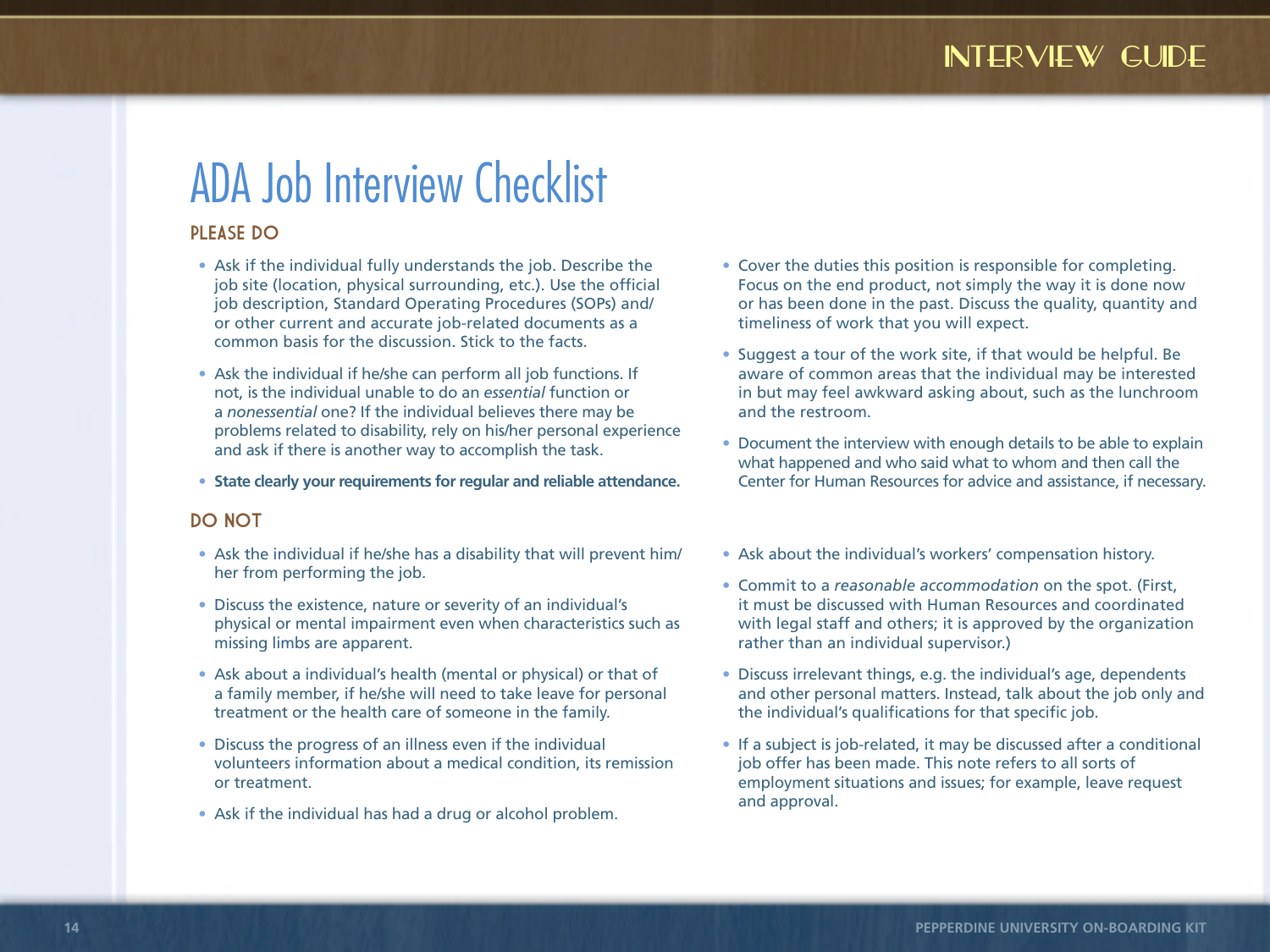# ADA Job Interview Checklist

## PLEASE DO

- Ask if the individual fully understands the job. Describe the job site (location, physical surrounding, etc.). Use the official job description, Standard Operating Procedures (SOPs) and/or other current and accurate job-related documents as a common basis for the discussion. Stick to the facts.
- Ask the individual if he/she can perform all job functions. If not, is the individual unable to do an *essential* function or a *nonessential* one? If the individual believes there may be problems related to disability, rely on his/her personal experience and ask if there is another way to accomplish the task.
- **State clearly your requirements for regular and reliable attendance.**
- Cover the duties this position is responsible for completing. Focus on the end product, not simply the way it is done now or has been done in the past. Discuss the quality, quantity and timeliness of work that you will expect.
- Suggest a tour of the work site, if that would be helpful. Be aware of common areas that the individual may be interested in but may feel awkward asking about, such as the lunchroom and the restroom.
- Document the interview with enough details to be able to explain what happened and who said what to whom and then call the Center for Human Resources for advice and assistance, if necessary.

## DO NOT

- Ask the individual if he/she has a disability that will prevent him/her from performing the job.
- Discuss the existence, nature or severity of an individual's physical or mental impairment even when characteristics such as missing limbs are apparent.
- Ask about a individual's health (mental or physical) or that of a family member, if he/she will need to take leave for personal treatment or the health care of someone in the family.
- Discuss the progress of an illness even if the individual volunteers information about a medical condition, its remission or treatment.
- Ask if the individual has had a drug or alcohol problem.
- Ask about the individual's workers' compensation history.
- Commit to a *reasonable accommodation* on the spot. (First, it must be discussed with Human Resources and coordinated with legal staff and others; it is approved by the organization rather than an individual supervisor.)
- Discuss irrelevant things, e.g. the individual's age, dependents and other personal matters. Instead, talk about the job only and the individual's qualifications for that specific job.
- If a subject is job-related, it may be discussed after a conditional job offer has been made. This note refers to all sorts of employment situations and issues; for example, leave request and approval.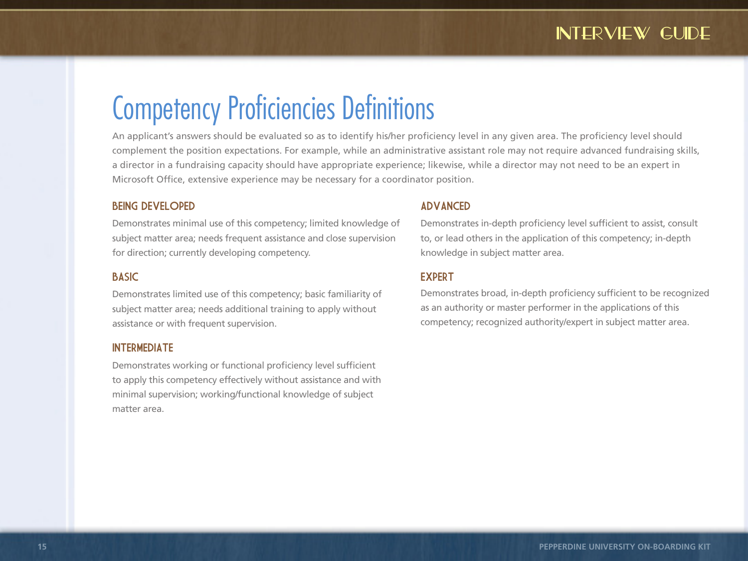# Competency Proficiencies Definitions

An applicant's answers should be evaluated so as to identify his/her proficiency level in any given area. The proficiency level should complement the position expectations. For example, while an administrative assistant role may not require advanced fundraising skills, a director in a fundraising capacity should have appropriate experience; likewise, while a director may not need to be an expert in Microsoft Office, extensive experience may be necessary for a coordinator position.

### BEING DEVELOPED

Demonstrates minimal use of this competency; limited knowledge of subject matter area; needs frequent assistance and close supervision for direction; currently developing competency.

### BASIC

Demonstrates limited use of this competency; basic familiarity of subject matter area; needs additional training to apply without assistance or with frequent supervision.

### INTERMEDIATE

Demonstrates working or functional proficiency level sufficient to apply this competency effectively without assistance and with minimal supervision; working/functional knowledge of subject matter area.

### ADVANCED

Demonstrates in-depth proficiency level sufficient to assist, consult to, or lead others in the application of this competency; in-depth knowledge in subject matter area.

### EXPERT

Demonstrates broad, in-depth proficiency sufficient to be recognized as an authority or master performer in the applications of this competency; recognized authority/expert in subject matter area.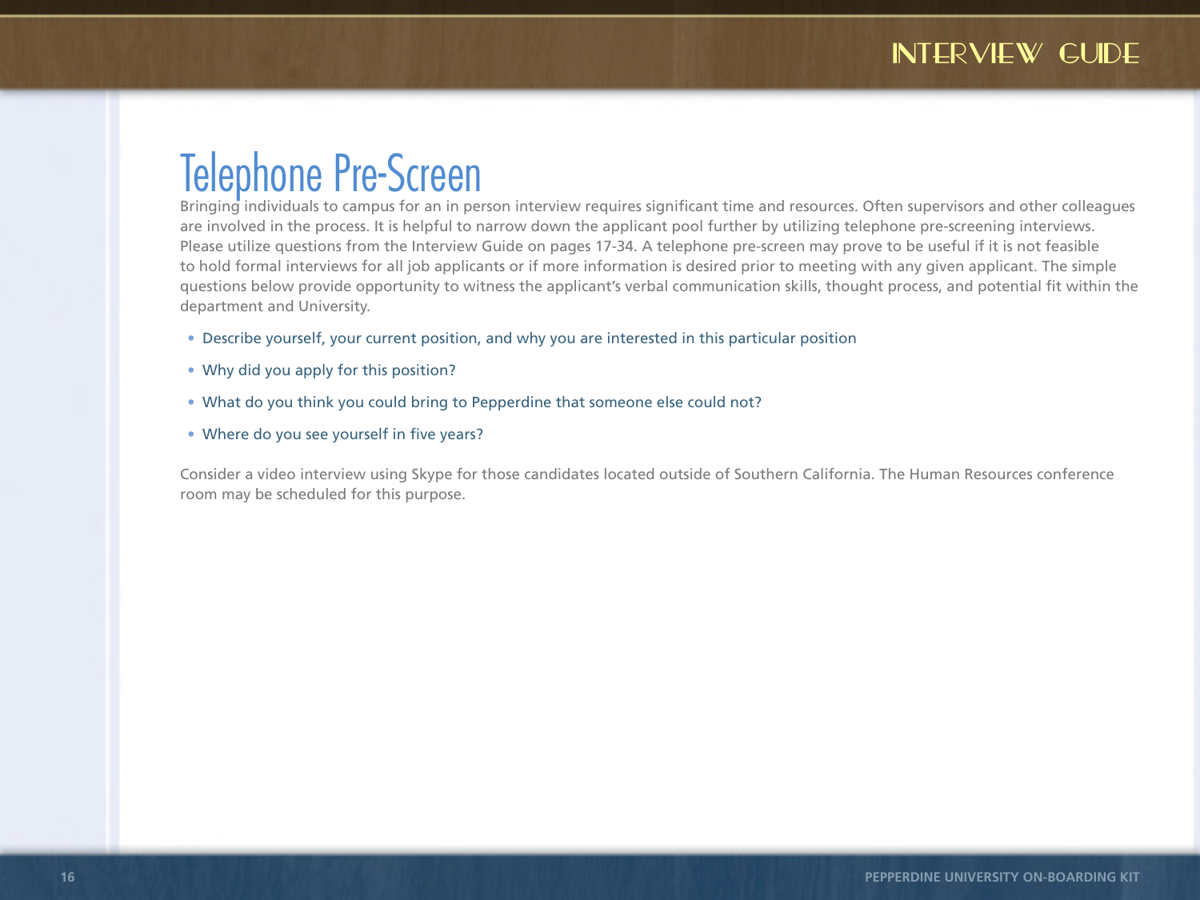# Telephone Pre-Screen

Bringing individuals to campus for an in person interview requires significant time and resources. Often supervisors and other colleagues are involved in the process. It is helpful to narrow down the applicant pool further by utilizing telephone pre-screening interviews. Please utilize questions from the Interview Guide on pages 17-34. A telephone pre-screen may prove to be useful if it is not feasible to hold formal interviews for all job applicants or if more information is desired prior to meeting with any given applicant. The simple questions below provide opportunity to witness the applicant's verbal communication skills, thought process, and potential fit within the department and University.

- Describe yourself, your current position, and why you are interested in this particular position
- Why did you apply for this position?
- What do you think you could bring to Pepperdine that someone else could not?
- Where do you see yourself in five years?

Consider a video interview using Skype for those candidates located outside of Southern California. The Human Resources conference room may be scheduled for this purpose.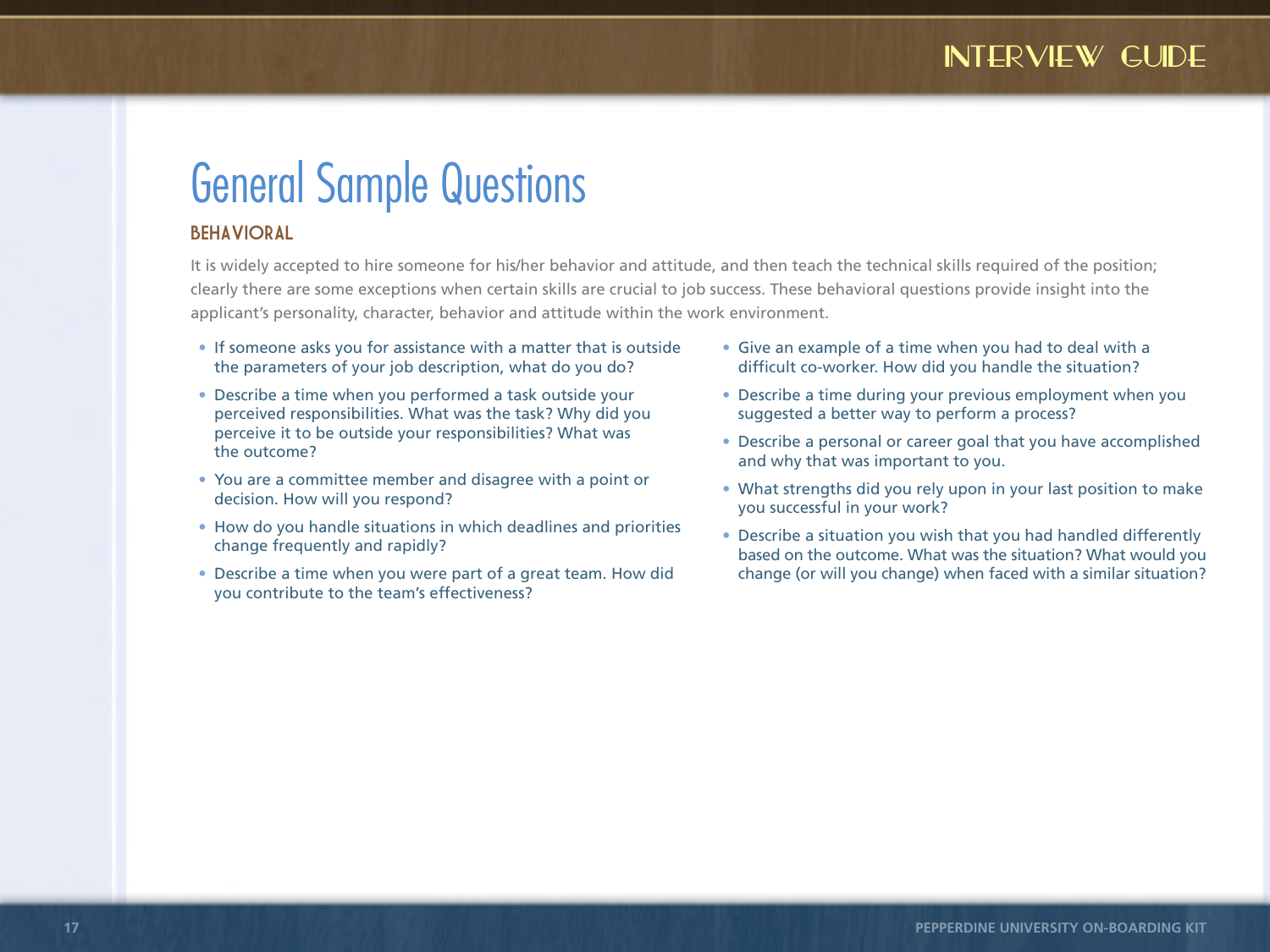# General Sample Questions

## BEHAVIORAL

It is widely accepted to hire someone for his/her behavior and attitude, and then teach the technical skills required of the position; clearly there are some exceptions when certain skills are crucial to job success. These behavioral questions provide insight into the applicant's personality, character, behavior and attitude within the work environment.

- If someone asks you for assistance with a matter that is outside the parameters of your job description, what do you do?
- Describe a time when you performed a task outside your perceived responsibilities. What was the task? Why did you perceive it to be outside your responsibilities? What was the outcome?
- You are a committee member and disagree with a point or decision. How will you respond?
- How do you handle situations in which deadlines and priorities change frequently and rapidly?
- Describe a time when you were part of a great team. How did you contribute to the team's effectiveness?
- Give an example of a time when you had to deal with a difficult co-worker. How did you handle the situation?
- Describe a time during your previous employment when you suggested a better way to perform a process?
- Describe a personal or career goal that you have accomplished and why that was important to you.
- What strengths did you rely upon in your last position to make you successful in your work?
- Describe a situation you wish that you had handled differently based on the outcome. What was the situation? What would you change (or will you change) when faced with a similar situation?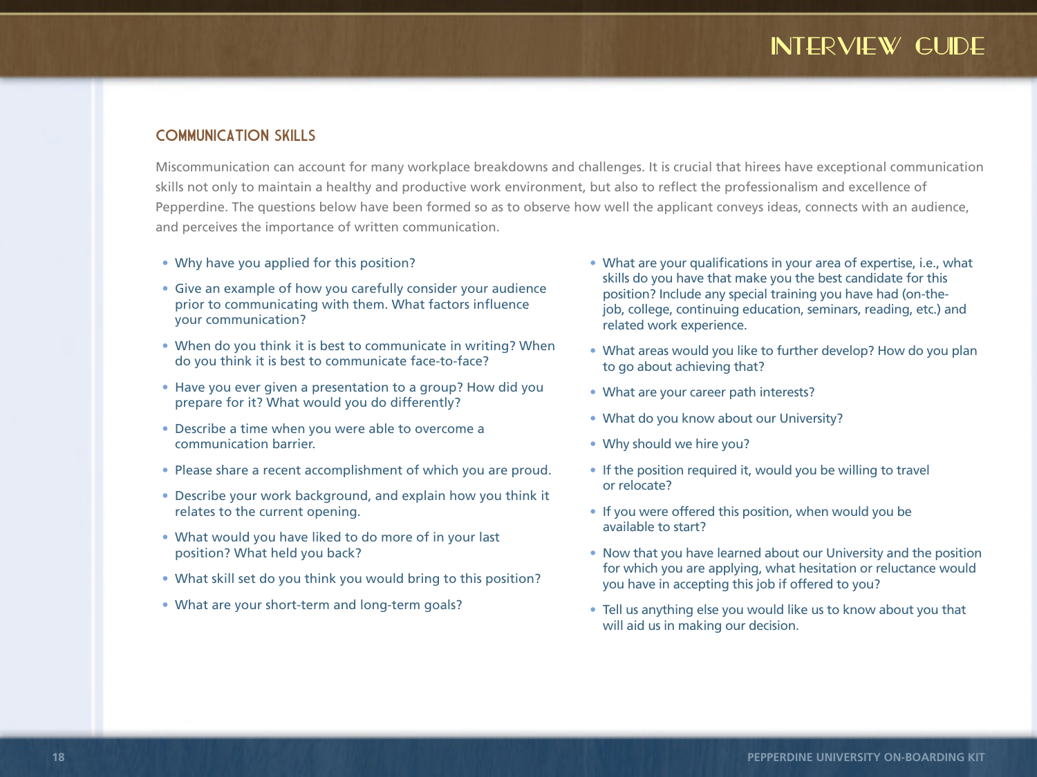## COMMUNICATION SKILLS

Miscommunication can account for many workplace breakdowns and challenges. It is crucial that hirees have exceptional communication skills not only to maintain a healthy and productive work environment, but also to reflect the professionalism and excellence of Pepperdine. The questions below have been formed so as to observe how well the applicant conveys ideas, connects with an audience, and perceives the importance of written communication.

- Why have you applied for this position?
- Give an example of how you carefully consider your audience prior to communicating with them. What factors influence your communication?
- When do you think it is best to communicate in writing? When do you think it is best to communicate face-to-face?
- Have you ever given a presentation to a group? How did you prepare for it? What would you do differently?
- Describe a time when you were able to overcome a communication barrier.
- Please share a recent accomplishment of which you are proud.
- Describe your work background, and explain how you think it relates to the current opening.
- What would you have liked to do more of in your last position? What held you back?
- What skill set do you think you would bring to this position?
- What are your short-term and long-term goals?
- What are your qualifications in your area of expertise, i.e., what skills do you have that make you the best candidate for this position? Include any special training you have had (on-the-job, college, continuing education, seminars, reading, etc.) and related work experience.
- What areas would you like to further develop? How do you plan to go about achieving that?
- What are your career path interests?
- What do you know about our University?
- Why should we hire you?
- If the position required it, would you be willing to travel or relocate?
- If you were offered this position, when would you be available to start?
- Now that you have learned about our University and the position for which you are applying, what hesitation or reluctance would you have in accepting this job if offered to you?
- Tell us anything else you would like us to know about you that will aid us in making our decision.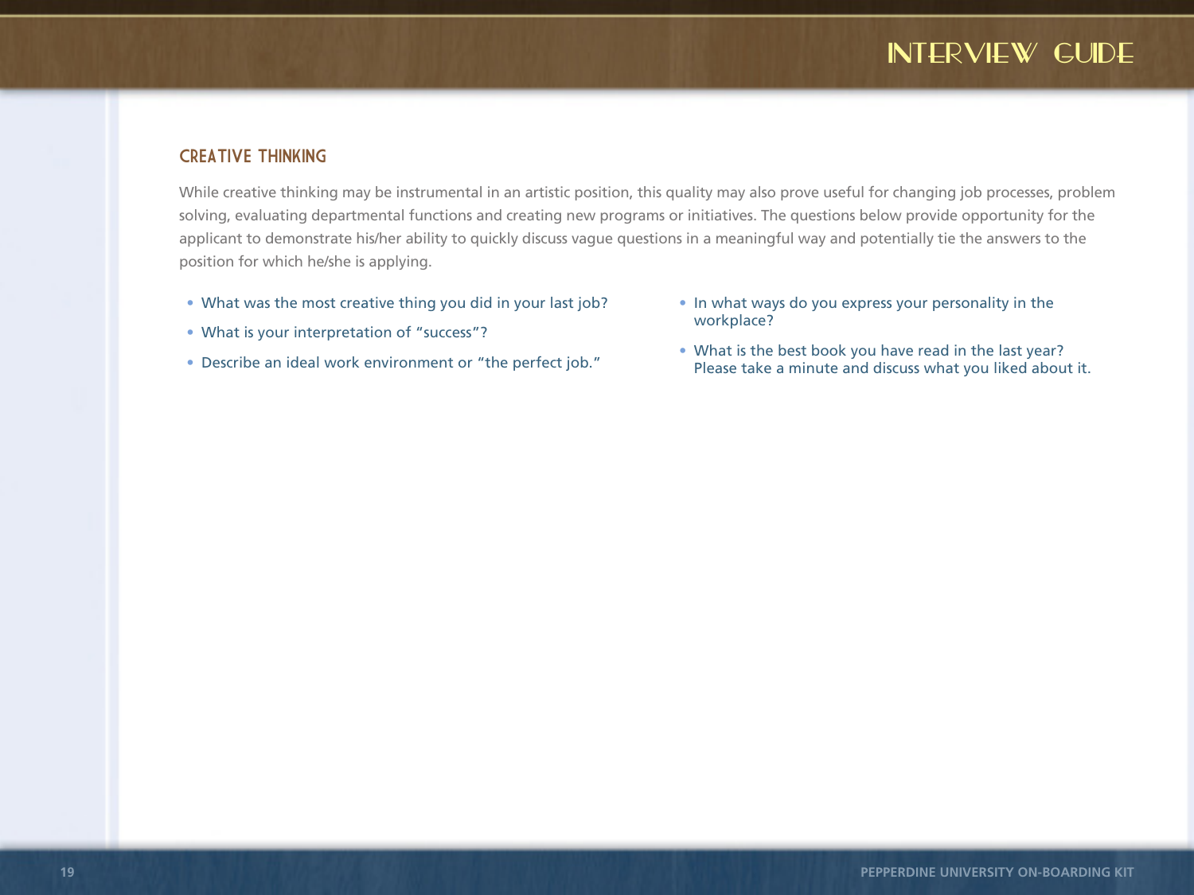## CREATIVE THINKING

While creative thinking may be instrumental in an artistic position, this quality may also prove useful for changing job processes, problem solving, evaluating departmental functions and creating new programs or initiatives. The questions below provide opportunity for the applicant to demonstrate his/her ability to quickly discuss vague questions in a meaningful way and potentially tie the answers to the position for which he/she is applying.

- What was the most creative thing you did in your last job?
- What is your interpretation of "success"?
- Describe an ideal work environment or "the perfect job."
- In what ways do you express your personality in the workplace?
- What is the best book you have read in the last year? Please take a minute and discuss what you liked about it.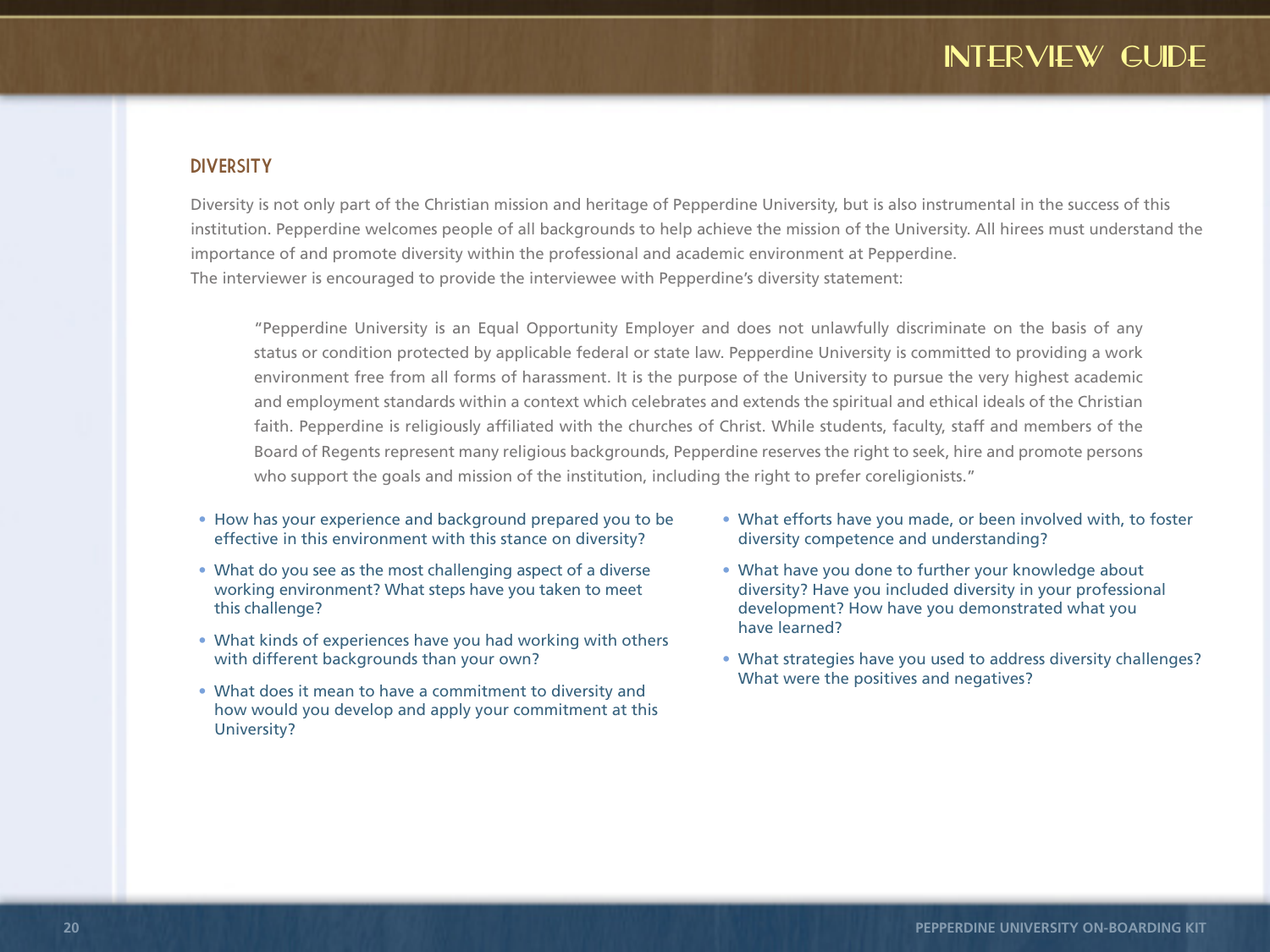## DIVERSITY

Diversity is not only part of the Christian mission and heritage of Pepperdine University, but is also instrumental in the success of this institution. Pepperdine welcomes people of all backgrounds to help achieve the mission of the University. All hirees must understand the importance of and promote diversity within the professional and academic environment at Pepperdine.
The interviewer is encouraged to provide the interviewee with Pepperdine's diversity statement:

> "Pepperdine University is an Equal Opportunity Employer and does not unlawfully discriminate on the basis of any status or condition protected by applicable federal or state law. Pepperdine University is committed to providing a work environment free from all forms of harassment. It is the purpose of the University to pursue the very highest academic and employment standards within a context which celebrates and extends the spiritual and ethical ideals of the Christian faith. Pepperdine is religiously affiliated with the churches of Christ. While students, faculty, staff and members of the Board of Regents represent many religious backgrounds, Pepperdine reserves the right to seek, hire and promote persons who support the goals and mission of the institution, including the right to prefer coreligionists."

- How has your experience and background prepared you to be effective in this environment with this stance on diversity?
- What do you see as the most challenging aspect of a diverse working environment? What steps have you taken to meet this challenge?
- What kinds of experiences have you had working with others with different backgrounds than your own?
- What does it mean to have a commitment to diversity and how would you develop and apply your commitment at this University?
- What efforts have you made, or been involved with, to foster diversity competence and understanding?
- What have you done to further your knowledge about diversity? Have you included diversity in your professional development? How have you demonstrated what you have learned?
- What strategies have you used to address diversity challenges? What were the positives and negatives?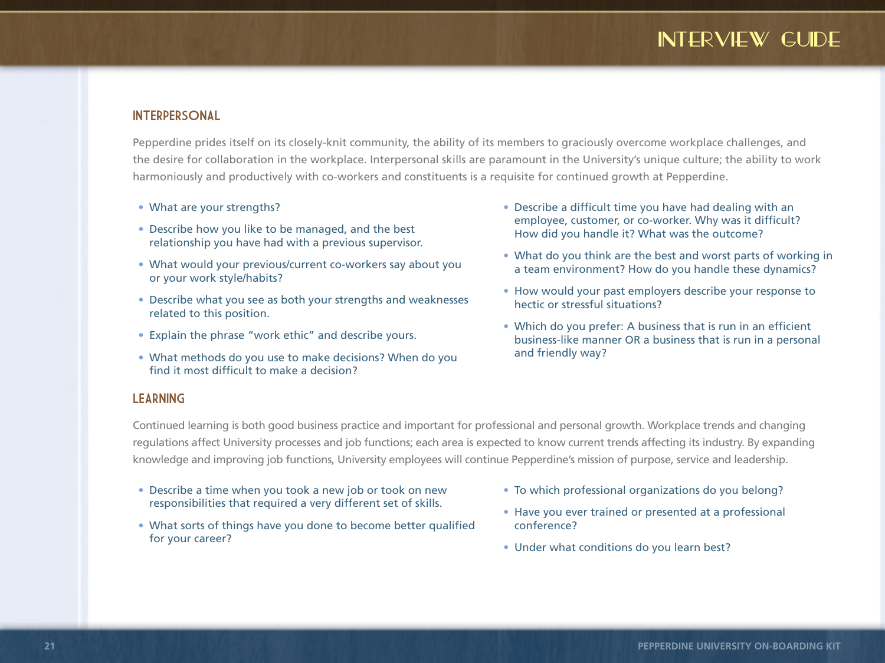## INTERPERSONAL

Pepperdine prides itself on its closely-knit community, the ability of its members to graciously overcome workplace challenges, and the desire for collaboration in the workplace. Interpersonal skills are paramount in the University's unique culture; the ability to work harmoniously and productively with co-workers and constituents is a requisite for continued growth at Pepperdine.

- What are your strengths?
- Describe how you like to be managed, and the best relationship you have had with a previous supervisor.
- What would your previous/current co-workers say about you or your work style/habits?
- Describe what you see as both your strengths and weaknesses related to this position.
- Explain the phrase "work ethic" and describe yours.
- What methods do you use to make decisions? When do you find it most difficult to make a decision?
- Describe a difficult time you have had dealing with an employee, customer, or co-worker. Why was it difficult? How did you handle it? What was the outcome?
- What do you think are the best and worst parts of working in a team environment? How do you handle these dynamics?
- How would your past employers describe your response to hectic or stressful situations?
- Which do you prefer: A business that is run in an efficient business-like manner OR a business that is run in a personal and friendly way?

## LEARNING

Continued learning is both good business practice and important for professional and personal growth. Workplace trends and changing regulations affect University processes and job functions; each area is expected to know current trends affecting its industry. By expanding knowledge and improving job functions, University employees will continue Pepperdine's mission of purpose, service and leadership.

- Describe a time when you took a new job or took on new responsibilities that required a very different set of skills.
- What sorts of things have you done to become better qualified for your career?
- To which professional organizations do you belong?
- Have you ever trained or presented at a professional conference?
- Under what conditions do you learn best?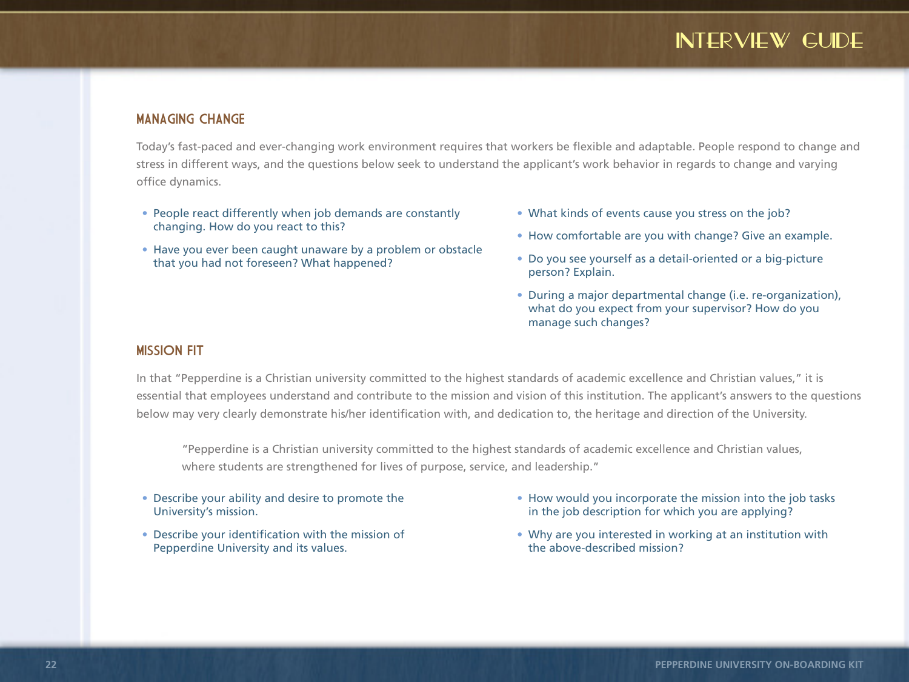## MANAGING CHANGE

Today's fast-paced and ever-changing work environment requires that workers be flexible and adaptable. People respond to change and stress in different ways, and the questions below seek to understand the applicant's work behavior in regards to change and varying office dynamics.

- People react differently when job demands are constantly changing. How do you react to this?
- Have you ever been caught unaware by a problem or obstacle that you had not foreseen? What happened?
- What kinds of events cause you stress on the job?
- How comfortable are you with change? Give an example.
- Do you see yourself as a detail-oriented or a big-picture person? Explain.
- During a major departmental change (i.e. re-organization), what do you expect from your supervisor? How do you manage such changes?

## MISSION FIT

In that "Pepperdine is a Christian university committed to the highest standards of academic excellence and Christian values," it is essential that employees understand and contribute to the mission and vision of this institution. The applicant's answers to the questions below may very clearly demonstrate his/her identification with, and dedication to, the heritage and direction of the University.

> "Pepperdine is a Christian university committed to the highest standards of academic excellence and Christian values, where students are strengthened for lives of purpose, service, and leadership."

- Describe your ability and desire to promote the University's mission.
- Describe your identification with the mission of Pepperdine University and its values.
- How would you incorporate the mission into the job tasks in the job description for which you are applying?
- Why are you interested in working at an institution with the above-described mission?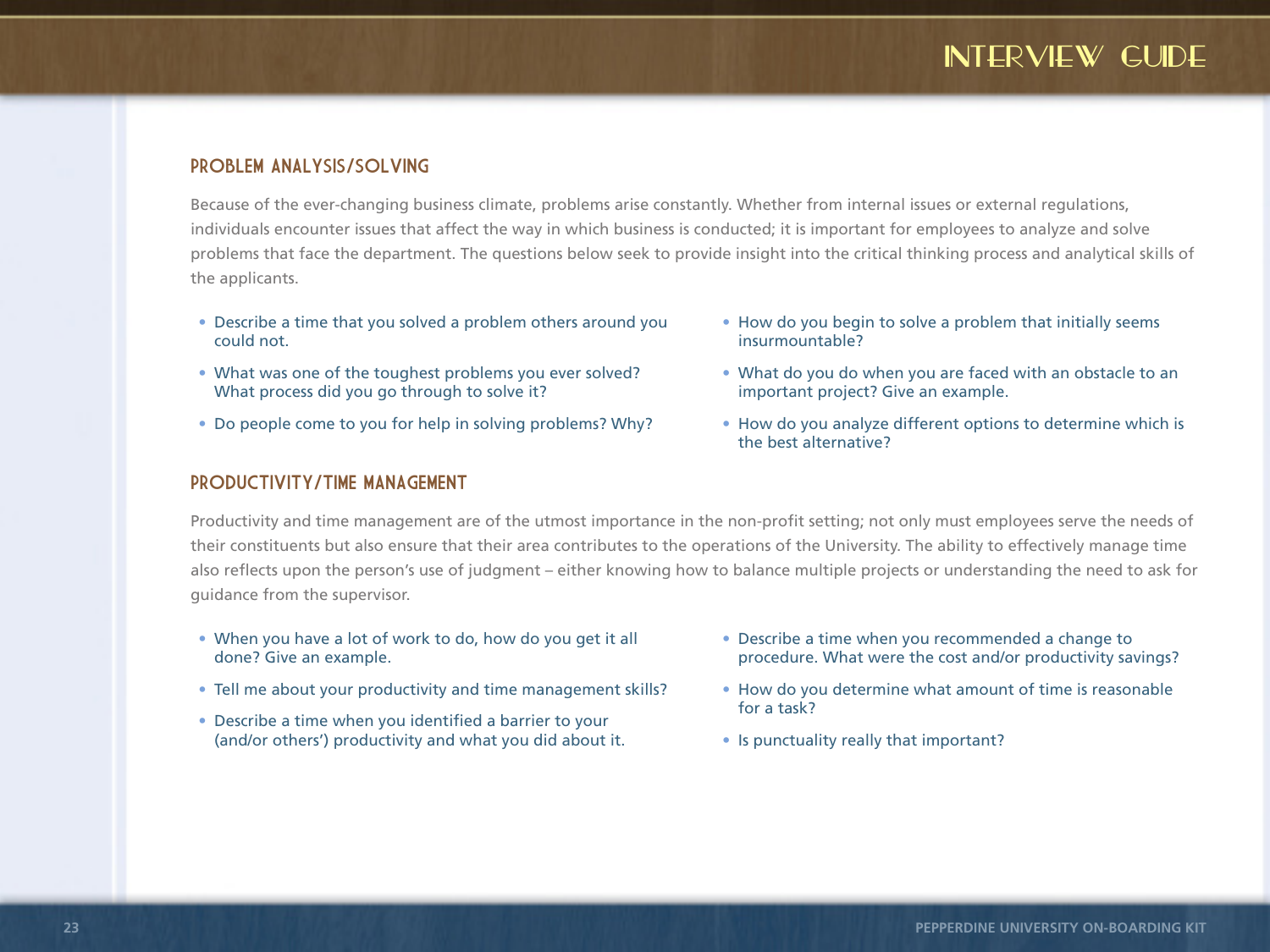## PROBLEM ANALYSIS/SOLVING

Because of the ever-changing business climate, problems arise constantly. Whether from internal issues or external regulations, individuals encounter issues that affect the way in which business is conducted; it is important for employees to analyze and solve problems that face the department. The questions below seek to provide insight into the critical thinking process and analytical skills of the applicants.

- Describe a time that you solved a problem others around you could not.
- What was one of the toughest problems you ever solved? What process did you go through to solve it?
- Do people come to you for help in solving problems? Why?
- How do you begin to solve a problem that initially seems insurmountable?
- What do you do when you are faced with an obstacle to an important project? Give an example.
- How do you analyze different options to determine which is the best alternative?

## PRODUCTIVITY/TIME MANAGEMENT

Productivity and time management are of the utmost importance in the non-profit setting; not only must employees serve the needs of their constituents but also ensure that their area contributes to the operations of the University. The ability to effectively manage time also reflects upon the person's use of judgment – either knowing how to balance multiple projects or understanding the need to ask for guidance from the supervisor.

- When you have a lot of work to do, how do you get it all done? Give an example.
- Tell me about your productivity and time management skills?
- Describe a time when you identified a barrier to your (and/or others') productivity and what you did about it.
- Describe a time when you recommended a change to procedure. What were the cost and/or productivity savings?
- How do you determine what amount of time is reasonable for a task?
- Is punctuality really that important?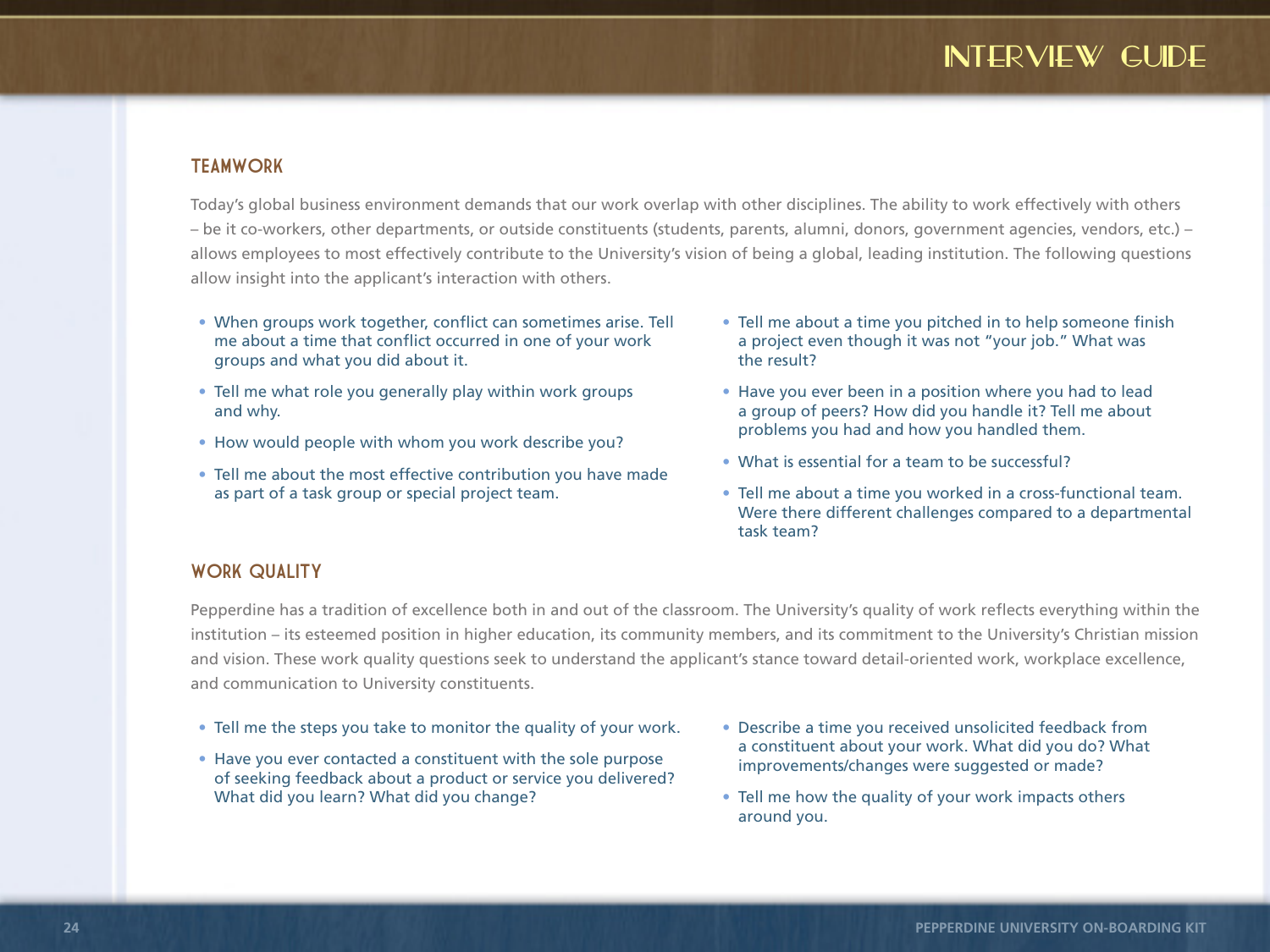## TEAMWORK

Today's global business environment demands that our work overlap with other disciplines. The ability to work effectively with others – be it co-workers, other departments, or outside constituents (students, parents, alumni, donors, government agencies, vendors, etc.) – allows employees to most effectively contribute to the University's vision of being a global, leading institution. The following questions allow insight into the applicant's interaction with others.

- When groups work together, conflict can sometimes arise. Tell me about a time that conflict occurred in one of your work groups and what you did about it.
- Tell me what role you generally play within work groups and why.
- How would people with whom you work describe you?
- Tell me about the most effective contribution you have made as part of a task group or special project team.
- Tell me about a time you pitched in to help someone finish a project even though it was not "your job." What was the result?
- Have you ever been in a position where you had to lead a group of peers? How did you handle it? Tell me about problems you had and how you handled them.
- What is essential for a team to be successful?
- Tell me about a time you worked in a cross-functional team. Were there different challenges compared to a departmental task team?

## WORK QUALITY

Pepperdine has a tradition of excellence both in and out of the classroom. The University's quality of work reflects everything within the institution – its esteemed position in higher education, its community members, and its commitment to the University's Christian mission and vision. These work quality questions seek to understand the applicant's stance toward detail-oriented work, workplace excellence, and communication to University constituents.

- Tell me the steps you take to monitor the quality of your work.
- Have you ever contacted a constituent with the sole purpose of seeking feedback about a product or service you delivered? What did you learn? What did you change?
- Describe a time you received unsolicited feedback from a constituent about your work. What did you do? What improvements/changes were suggested or made?
- Tell me how the quality of your work impacts others around you.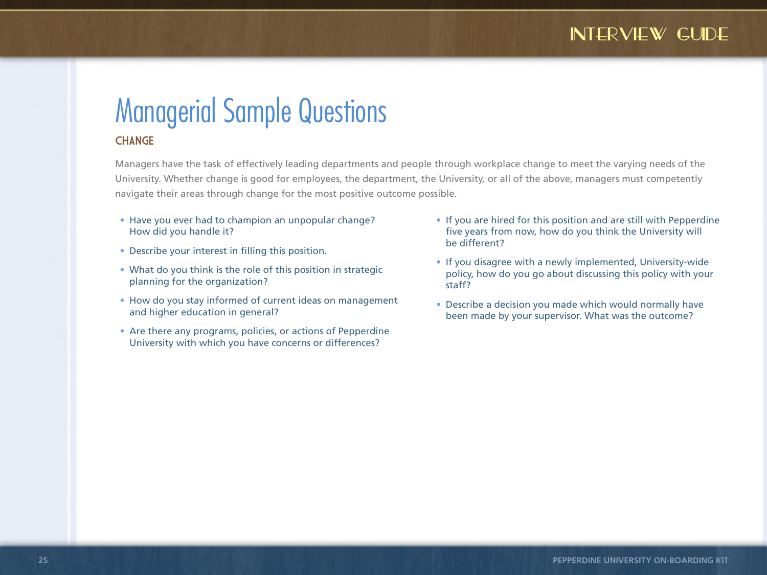# Managerial Sample Questions

## CHANGE

Managers have the task of effectively leading departments and people through workplace change to meet the varying needs of the University. Whether change is good for employees, the department, the University, or all of the above, managers must competently navigate their areas through change for the most positive outcome possible.

- Have you ever had to champion an unpopular change? How did you handle it?
- Describe your interest in filling this position.
- What do you think is the role of this position in strategic planning for the organization?
- How do you stay informed of current ideas on management and higher education in general?
- Are there any programs, policies, or actions of Pepperdine University with which you have concerns or differences?
- If you are hired for this position and are still with Pepperdine five years from now, how do you think the University will be different?
- If you disagree with a newly implemented, University-wide policy, how do you go about discussing this policy with your staff?
- Describe a decision you made which would normally have been made by your supervisor. What was the outcome?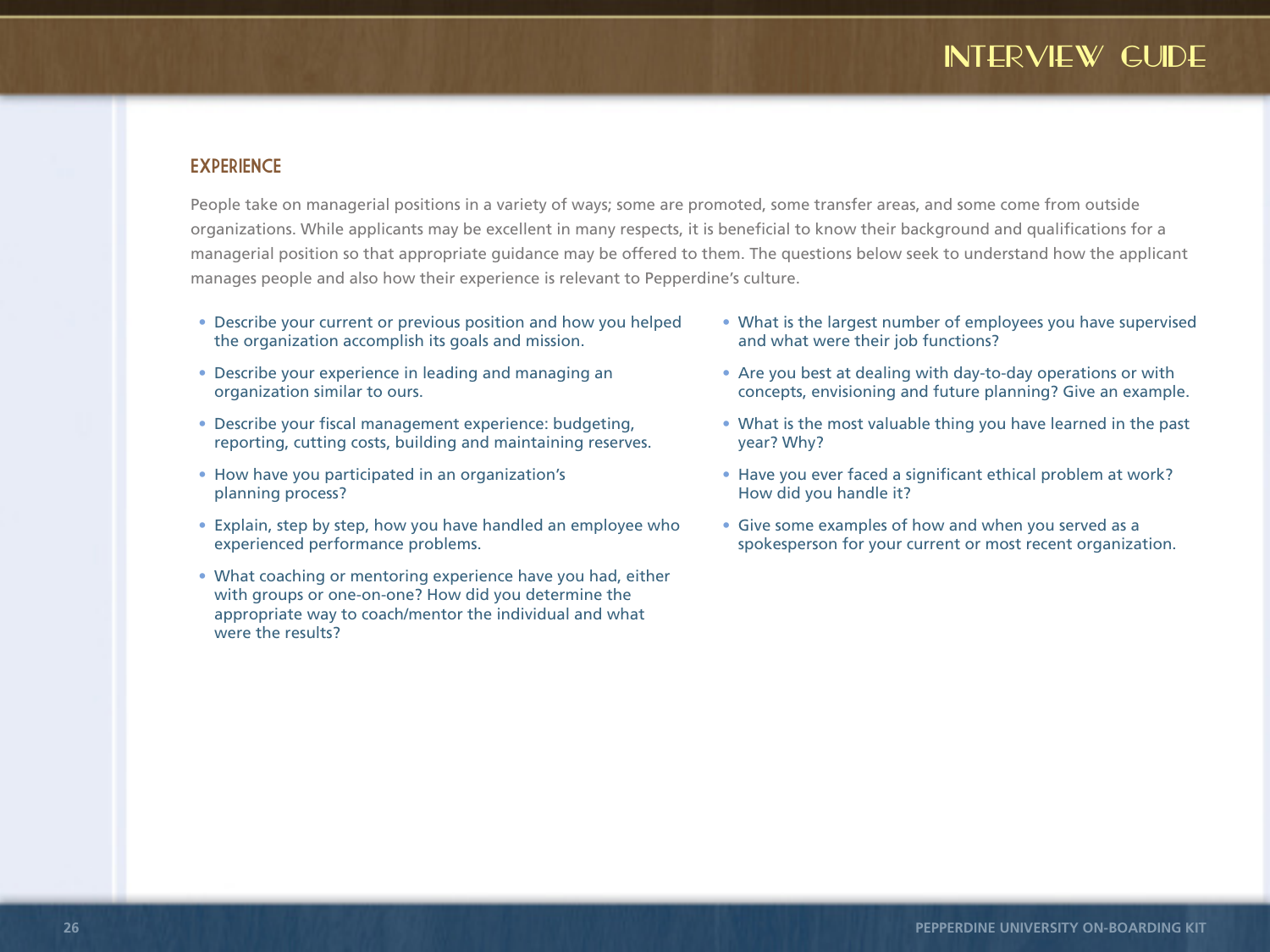## EXPERIENCE

People take on managerial positions in a variety of ways; some are promoted, some transfer areas, and some come from outside organizations. While applicants may be excellent in many respects, it is beneficial to know their background and qualifications for a managerial position so that appropriate guidance may be offered to them. The questions below seek to understand how the applicant manages people and also how their experience is relevant to Pepperdine's culture.

- Describe your current or previous position and how you helped the organization accomplish its goals and mission.
- Describe your experience in leading and managing an organization similar to ours.
- Describe your fiscal management experience: budgeting, reporting, cutting costs, building and maintaining reserves.
- How have you participated in an organization's planning process?
- Explain, step by step, how you have handled an employee who experienced performance problems.
- What coaching or mentoring experience have you had, either with groups or one-on-one? How did you determine the appropriate way to coach/mentor the individual and what were the results?
- What is the largest number of employees you have supervised and what were their job functions?
- Are you best at dealing with day-to-day operations or with concepts, envisioning and future planning? Give an example.
- What is the most valuable thing you have learned in the past year? Why?
- Have you ever faced a significant ethical problem at work? How did you handle it?
- Give some examples of how and when you served as a spokesperson for your current or most recent organization.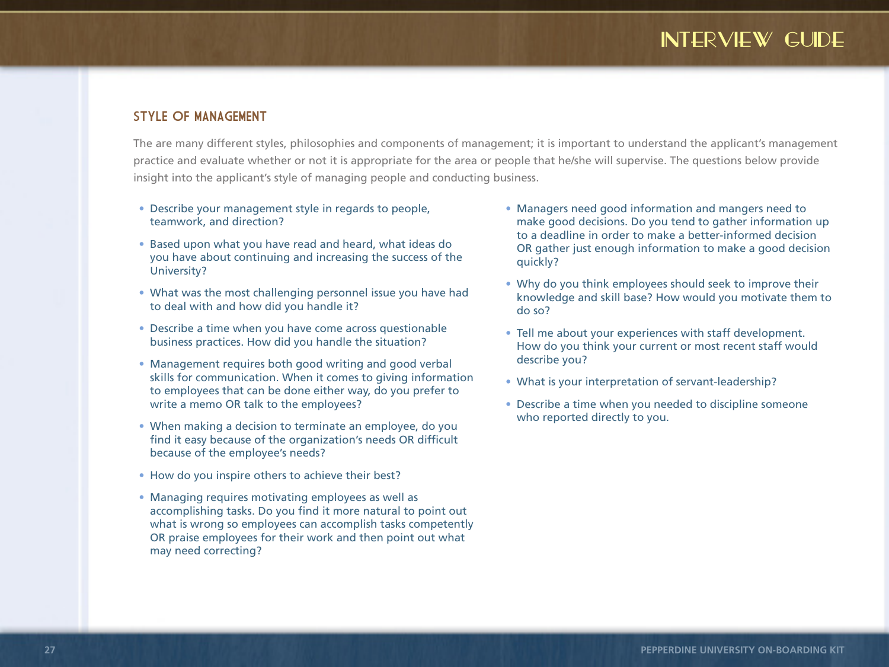## STYLE OF MANAGEMENT

The are many different styles, philosophies and components of management; it is important to understand the applicant's management practice and evaluate whether or not it is appropriate for the area or people that he/she will supervise. The questions below provide insight into the applicant's style of managing people and conducting business.

- Describe your management style in regards to people, teamwork, and direction?
- Based upon what you have read and heard, what ideas do you have about continuing and increasing the success of the University?
- What was the most challenging personnel issue you have had to deal with and how did you handle it?
- Describe a time when you have come across questionable business practices. How did you handle the situation?
- Management requires both good writing and good verbal skills for communication. When it comes to giving information to employees that can be done either way, do you prefer to write a memo OR talk to the employees?
- When making a decision to terminate an employee, do you find it easy because of the organization's needs OR difficult because of the employee's needs?
- How do you inspire others to achieve their best?
- Managing requires motivating employees as well as accomplishing tasks. Do you find it more natural to point out what is wrong so employees can accomplish tasks competently OR praise employees for their work and then point out what may need correcting?
- Managers need good information and mangers need to make good decisions. Do you tend to gather information up to a deadline in order to make a better-informed decision OR gather just enough information to make a good decision quickly?
- Why do you think employees should seek to improve their knowledge and skill base? How would you motivate them to do so?
- Tell me about your experiences with staff development. How do you think your current or most recent staff would describe you?
- What is your interpretation of servant-leadership?
- Describe a time when you needed to discipline someone who reported directly to you.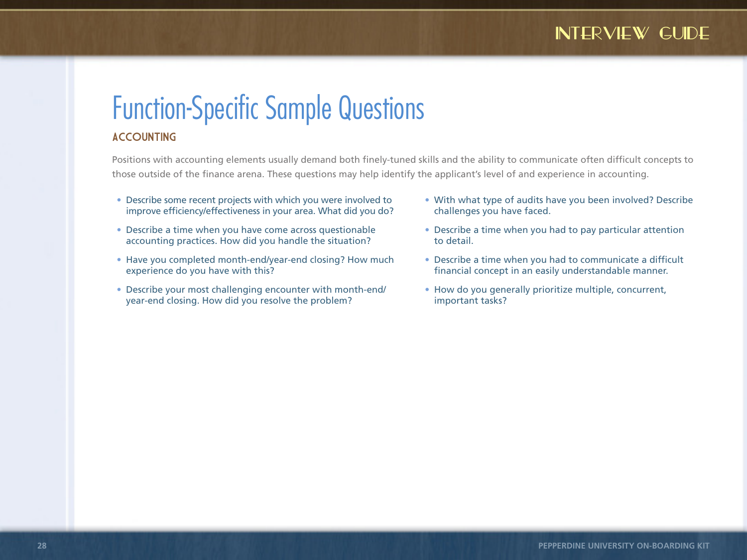# Function-Specific Sample Questions

## ACCOUNTING

Positions with accounting elements usually demand both finely-tuned skills and the ability to communicate often difficult concepts to those outside of the finance arena. These questions may help identify the applicant's level of and experience in accounting.

- Describe some recent projects with which you were involved to improve efficiency/effectiveness in your area. What did you do?
- Describe a time when you have come across questionable accounting practices. How did you handle the situation?
- Have you completed month-end/year-end closing? How much experience do you have with this?
- Describe your most challenging encounter with month-end/year-end closing. How did you resolve the problem?
- With what type of audits have you been involved? Describe challenges you have faced.
- Describe a time when you had to pay particular attention to detail.
- Describe a time when you had to communicate a difficult financial concept in an easily understandable manner.
- How do you generally prioritize multiple, concurrent, important tasks?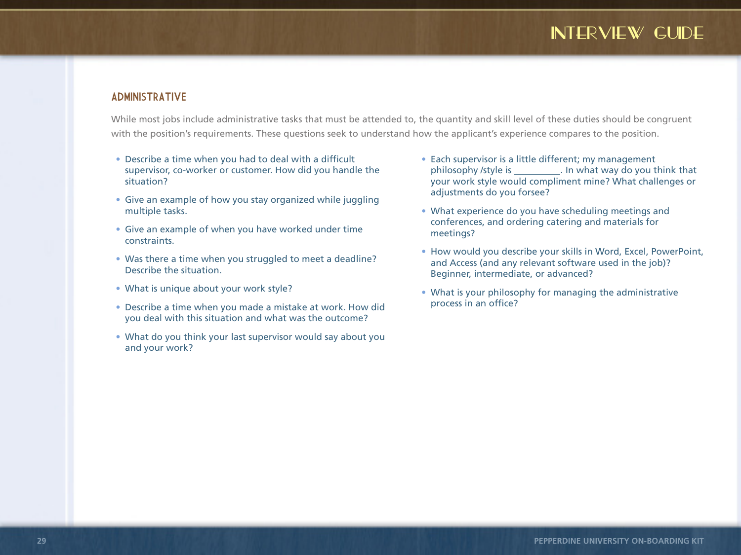## ADMINISTRATIVE

While most jobs include administrative tasks that must be attended to, the quantity and skill level of these duties should be congruent with the position's requirements. These questions seek to understand how the applicant's experience compares to the position.

- Describe a time when you had to deal with a difficult supervisor, co-worker or customer. How did you handle the situation?
- Give an example of how you stay organized while juggling multiple tasks.
- Give an example of when you have worked under time constraints.
- Was there a time when you struggled to meet a deadline? Describe the situation.
- What is unique about your work style?
- Describe a time when you made a mistake at work. How did you deal with this situation and what was the outcome?
- What do you think your last supervisor would say about you and your work?
- Each supervisor is a little different; my management philosophy /style is _________. In what way do you think that your work style would compliment mine? What challenges or adjustments do you forsee?
- What experience do you have scheduling meetings and conferences, and ordering catering and materials for meetings?
- How would you describe your skills in Word, Excel, PowerPoint, and Access (and any relevant software used in the job)? Beginner, intermediate, or advanced?
- What is your philosophy for managing the administrative process in an office?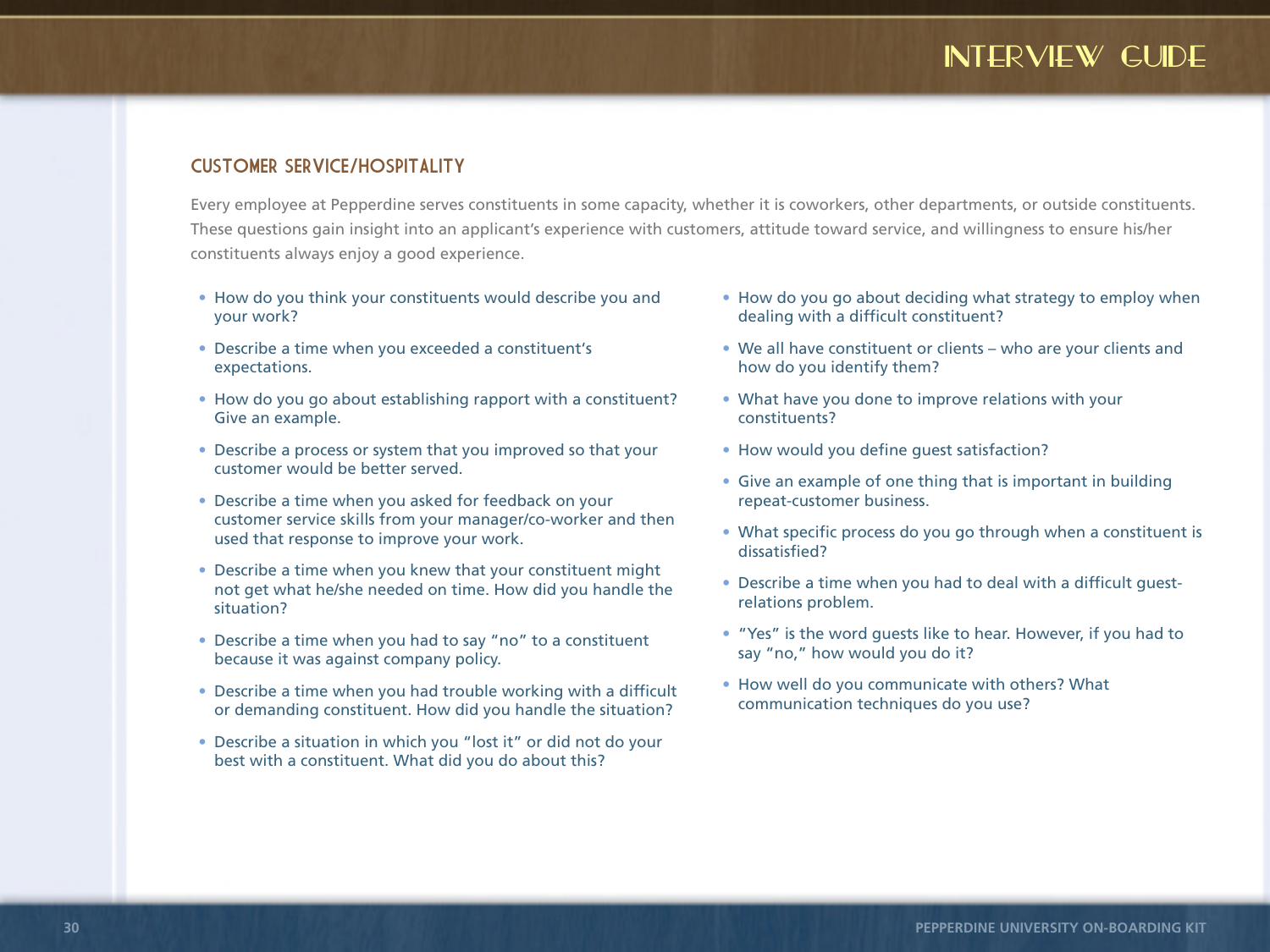## CUSTOMER SERVICE/HOSPITALITY

Every employee at Pepperdine serves constituents in some capacity, whether it is coworkers, other departments, or outside constituents. These questions gain insight into an applicant's experience with customers, attitude toward service, and willingness to ensure his/her constituents always enjoy a good experience.

- How do you think your constituents would describe you and your work?
- Describe a time when you exceeded a constituent's expectations.
- How do you go about establishing rapport with a constituent? Give an example.
- Describe a process or system that you improved so that your customer would be better served.
- Describe a time when you asked for feedback on your customer service skills from your manager/co-worker and then used that response to improve your work.
- Describe a time when you knew that your constituent might not get what he/she needed on time. How did you handle the situation?
- Describe a time when you had to say "no" to a constituent because it was against company policy.
- Describe a time when you had trouble working with a difficult or demanding constituent. How did you handle the situation?
- Describe a situation in which you "lost it" or did not do your best with a constituent. What did you do about this?
- How do you go about deciding what strategy to employ when dealing with a difficult constituent?
- We all have constituent or clients – who are your clients and how do you identify them?
- What have you done to improve relations with your constituents?
- How would you define guest satisfaction?
- Give an example of one thing that is important in building repeat-customer business.
- What specific process do you go through when a constituent is dissatisfied?
- Describe a time when you had to deal with a difficult guest-relations problem.
- "Yes" is the word guests like to hear. However, if you had to say "no," how would you do it?
- How well do you communicate with others? What communication techniques do you use?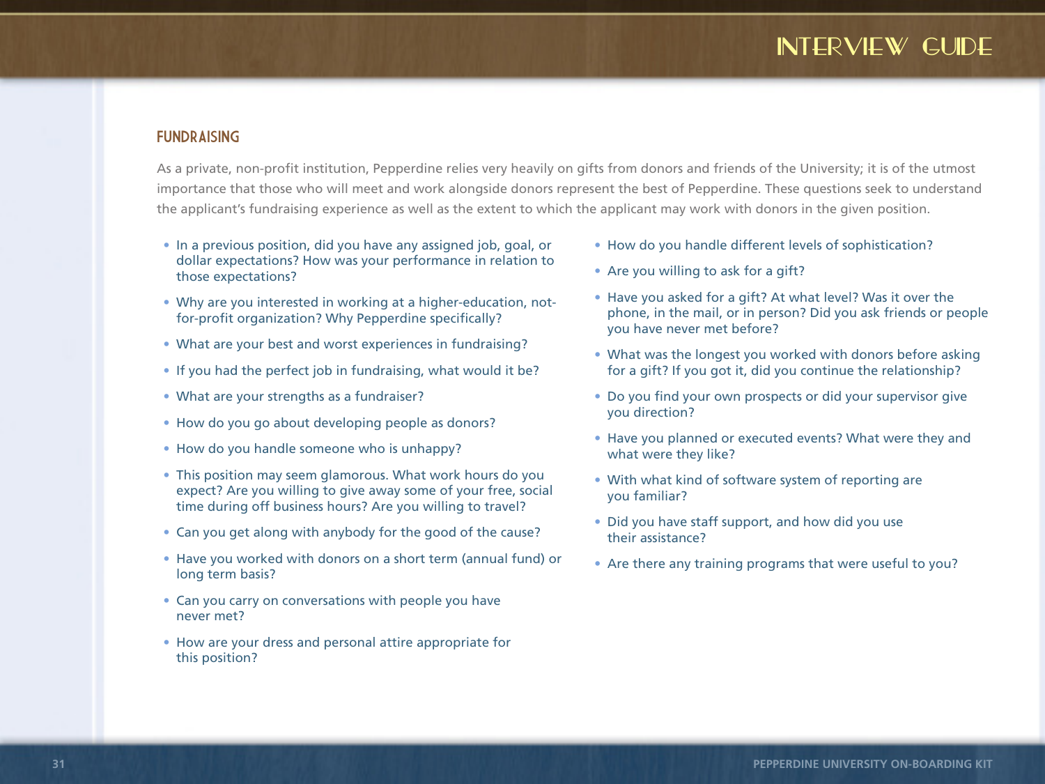## FUNDRAISING

As a private, non-profit institution, Pepperdine relies very heavily on gifts from donors and friends of the University; it is of the utmost importance that those who will meet and work alongside donors represent the best of Pepperdine. These questions seek to understand the applicant's fundraising experience as well as the extent to which the applicant may work with donors in the given position.

- In a previous position, did you have any assigned job, goal, or dollar expectations? How was your performance in relation to those expectations?
- Why are you interested in working at a higher-education, not-for-profit organization? Why Pepperdine specifically?
- What are your best and worst experiences in fundraising?
- If you had the perfect job in fundraising, what would it be?
- What are your strengths as a fundraiser?
- How do you go about developing people as donors?
- How do you handle someone who is unhappy?
- This position may seem glamorous. What work hours do you expect? Are you willing to give away some of your free, social time during off business hours? Are you willing to travel?
- Can you get along with anybody for the good of the cause?
- Have you worked with donors on a short term (annual fund) or long term basis?
- Can you carry on conversations with people you have never met?
- How are your dress and personal attire appropriate for this position?
- How do you handle different levels of sophistication?
- Are you willing to ask for a gift?
- Have you asked for a gift? At what level? Was it over the phone, in the mail, or in person? Did you ask friends or people you have never met before?
- What was the longest you worked with donors before asking for a gift? If you got it, did you continue the relationship?
- Do you find your own prospects or did your supervisor give you direction?
- Have you planned or executed events? What were they and what were they like?
- With what kind of software system of reporting are you familiar?
- Did you have staff support, and how did you use their assistance?
- Are there any training programs that were useful to you?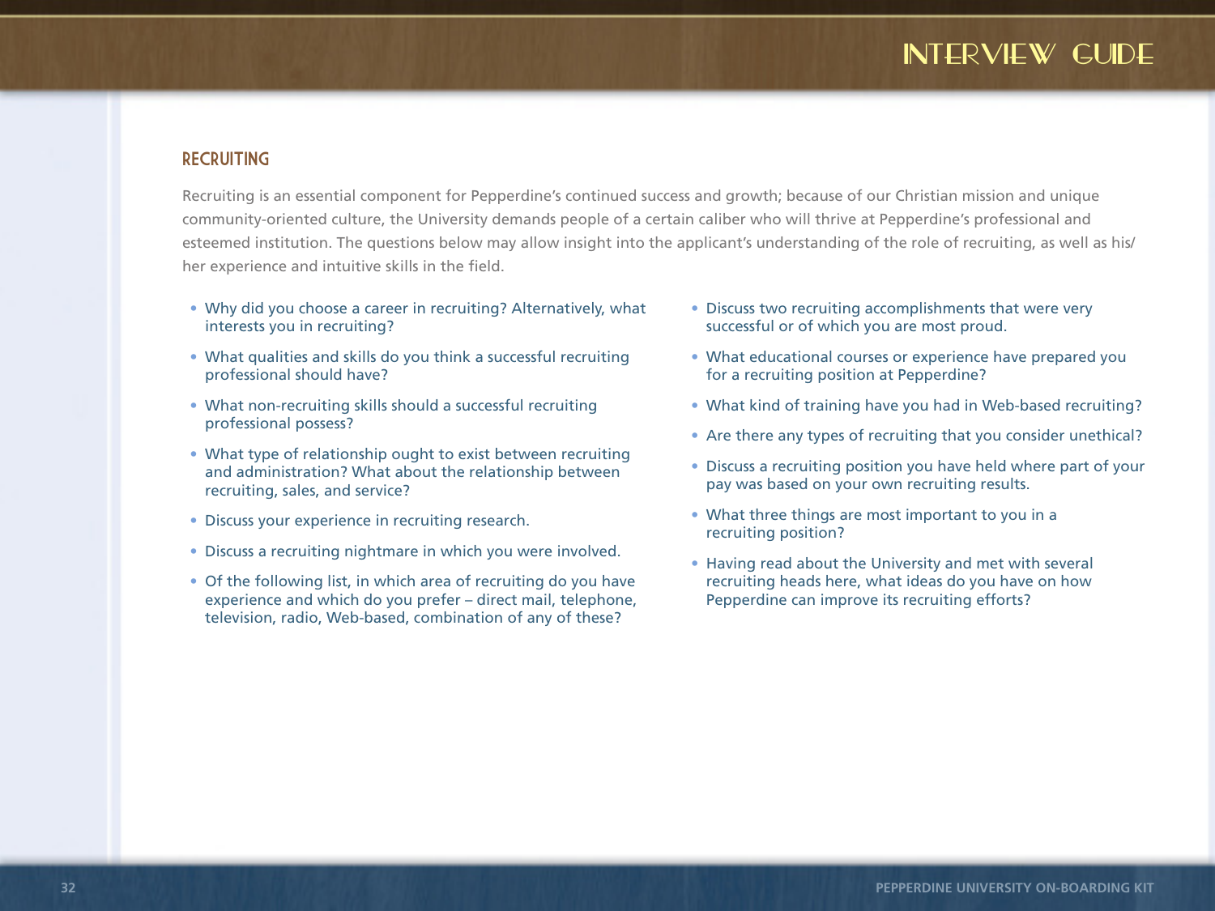## RECRUITING

Recruiting is an essential component for Pepperdine's continued success and growth; because of our Christian mission and unique community-oriented culture, the University demands people of a certain caliber who will thrive at Pepperdine's professional and esteemed institution. The questions below may allow insight into the applicant's understanding of the role of recruiting, as well as his/her experience and intuitive skills in the field.

- Why did you choose a career in recruiting? Alternatively, what interests you in recruiting?
- What qualities and skills do you think a successful recruiting professional should have?
- What non-recruiting skills should a successful recruiting professional possess?
- What type of relationship ought to exist between recruiting and administration? What about the relationship between recruiting, sales, and service?
- Discuss your experience in recruiting research.
- Discuss a recruiting nightmare in which you were involved.
- Of the following list, in which area of recruiting do you have experience and which do you prefer – direct mail, telephone, television, radio, Web-based, combination of any of these?
- Discuss two recruiting accomplishments that were very successful or of which you are most proud.
- What educational courses or experience have prepared you for a recruiting position at Pepperdine?
- What kind of training have you had in Web-based recruiting?
- Are there any types of recruiting that you consider unethical?
- Discuss a recruiting position you have held where part of your pay was based on your own recruiting results.
- What three things are most important to you in a recruiting position?
- Having read about the University and met with several recruiting heads here, what ideas do you have on how Pepperdine can improve its recruiting efforts?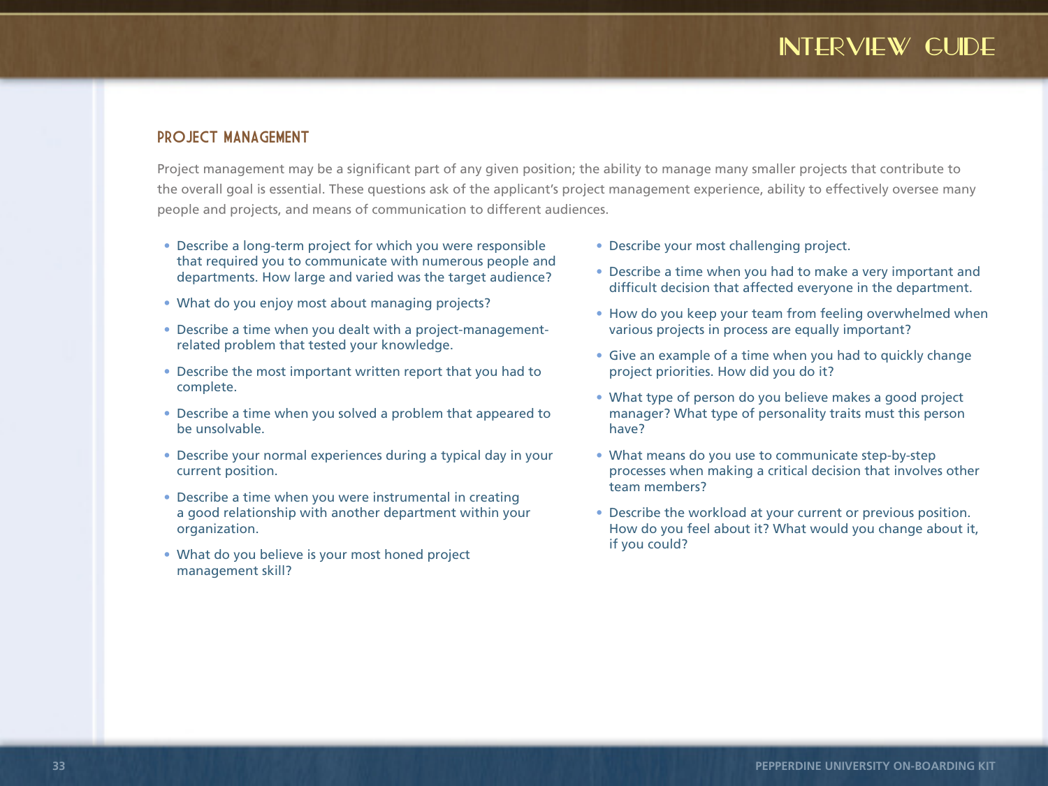## PROJECT MANAGEMENT

Project management may be a significant part of any given position; the ability to manage many smaller projects that contribute to the overall goal is essential. These questions ask of the applicant's project management experience, ability to effectively oversee many people and projects, and means of communication to different audiences.

- Describe a long-term project for which you were responsible that required you to communicate with numerous people and departments. How large and varied was the target audience?
- What do you enjoy most about managing projects?
- Describe a time when you dealt with a project-management-related problem that tested your knowledge.
- Describe the most important written report that you had to complete.
- Describe a time when you solved a problem that appeared to be unsolvable.
- Describe your normal experiences during a typical day in your current position.
- Describe a time when you were instrumental in creating a good relationship with another department within your organization.
- What do you believe is your most honed project management skill?
- Describe your most challenging project.
- Describe a time when you had to make a very important and difficult decision that affected everyone in the department.
- How do you keep your team from feeling overwhelmed when various projects in process are equally important?
- Give an example of a time when you had to quickly change project priorities. How did you do it?
- What type of person do you believe makes a good project manager? What type of personality traits must this person have?
- What means do you use to communicate step-by-step processes when making a critical decision that involves other team members?
- Describe the workload at your current or previous position. How do you feel about it? What would you change about it, if you could?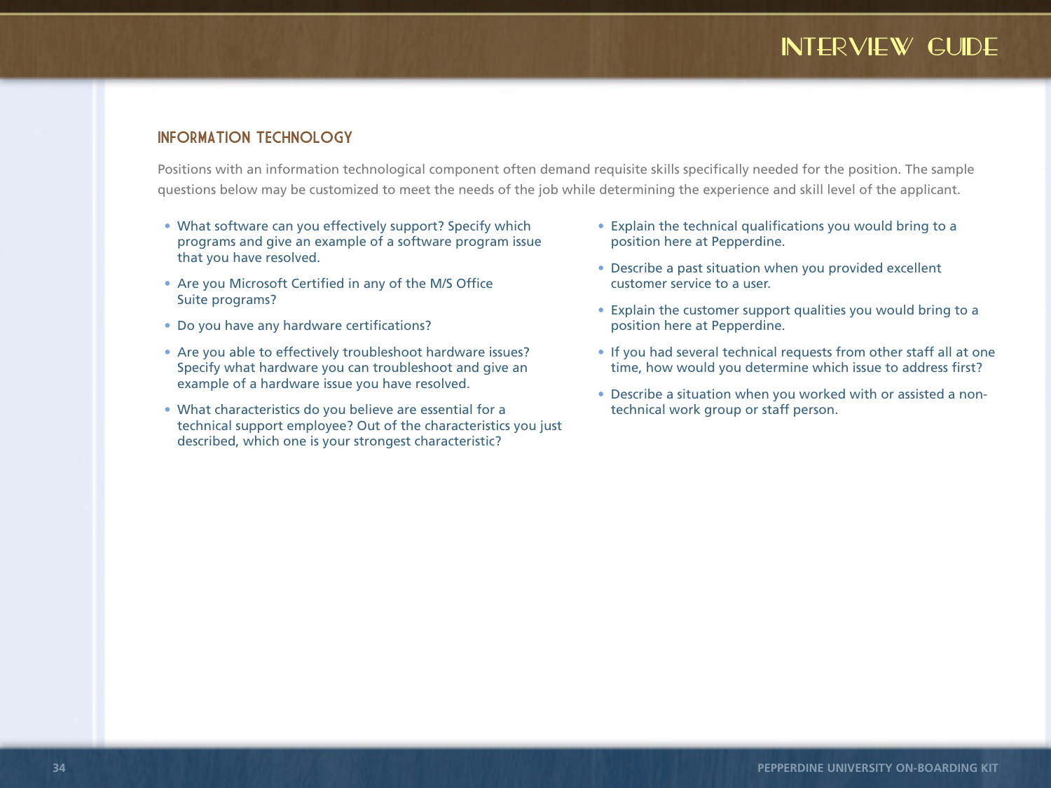## INFORMATION TECHNOLOGY

Positions with an information technological component often demand requisite skills specifically needed for the position. The sample questions below may be customized to meet the needs of the job while determining the experience and skill level of the applicant.

- What software can you effectively support? Specify which programs and give an example of a software program issue that you have resolved.
- Are you Microsoft Certified in any of the M/S Office Suite programs?
- Do you have any hardware certifications?
- Are you able to effectively troubleshoot hardware issues? Specify what hardware you can troubleshoot and give an example of a hardware issue you have resolved.
- What characteristics do you believe are essential for a technical support employee? Out of the characteristics you just described, which one is your strongest characteristic?
- Explain the technical qualifications you would bring to a position here at Pepperdine.
- Describe a past situation when you provided excellent customer service to a user.
- Explain the customer support qualities you would bring to a position here at Pepperdine.
- If you had several technical requests from other staff all at one time, how would you determine which issue to address first?
- Describe a situation when you worked with or assisted a non-technical work group or staff person.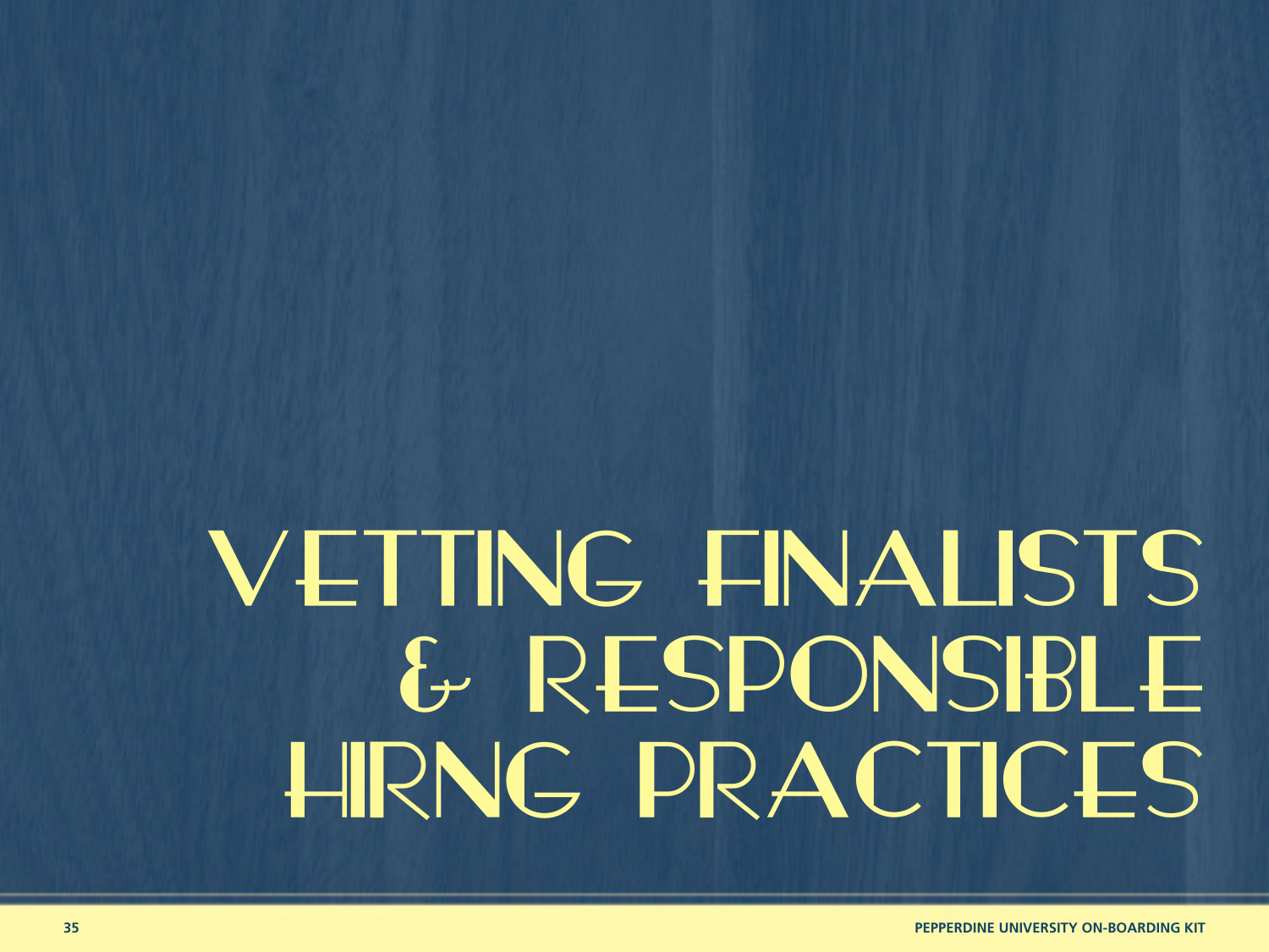# VETTING FINALISTS & RESPONSIBLE HIRNG PRACTICES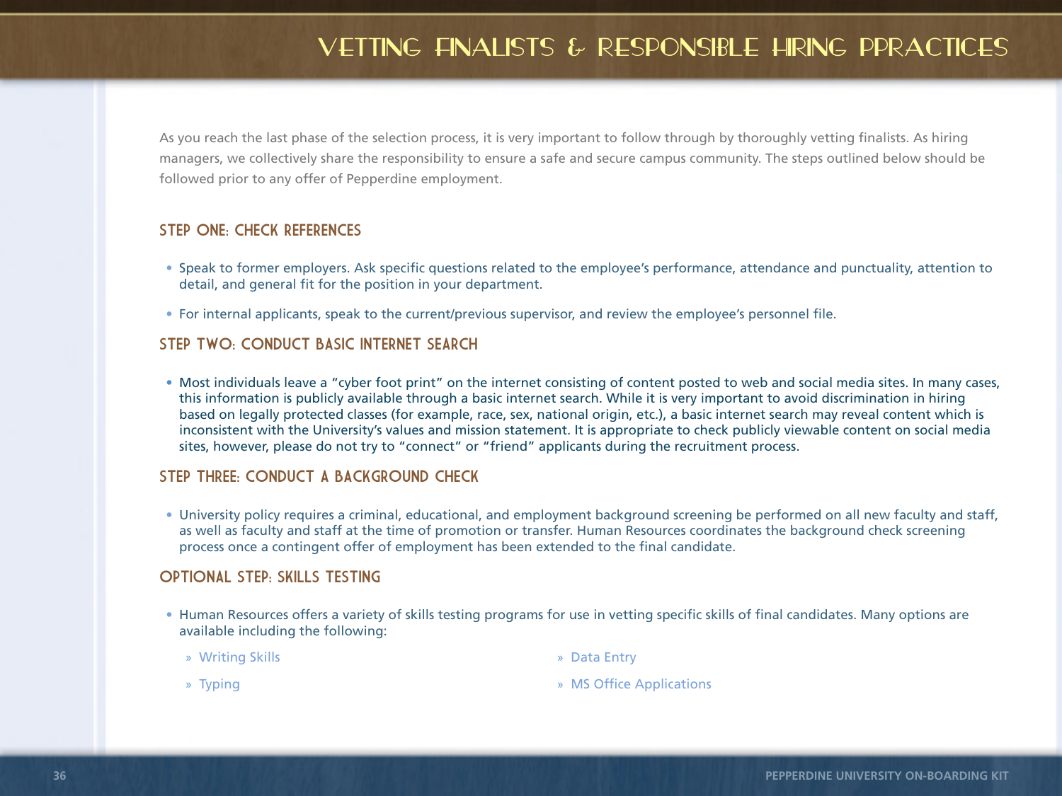# VETTING FINALISTS & RESPONSIBLE HIRING PPRACTICES

As you reach the last phase of the selection process, it is very important to follow through by thoroughly vetting finalists. As hiring managers, we collectively share the responsibility to ensure a safe and secure campus community. The steps outlined below should be followed prior to any offer of Pepperdine employment.

## STEP ONE: CHECK REFERENCES

- Speak to former employers. Ask specific questions related to the employee's performance, attendance and punctuality, attention to detail, and general fit for the position in your department.
- For internal applicants, speak to the current/previous supervisor, and review the employee's personnel file.

## STEP TWO: CONDUCT BASIC INTERNET SEARCH

- Most individuals leave a "cyber foot print" on the internet consisting of content posted to web and social media sites. In many cases, this information is publicly available through a basic internet search. While it is very important to avoid discrimination in hiring based on legally protected classes (for example, race, sex, national origin, etc.), a basic internet search may reveal content which is inconsistent with the University's values and mission statement. It is appropriate to check publicly viewable content on social media sites, however, please do not try to "connect" or "friend" applicants during the recruitment process.

## STEP THREE: CONDUCT A BACKGROUND CHECK

- University policy requires a criminal, educational, and employment background screening be performed on all new faculty and staff, as well as faculty and staff at the time of promotion or transfer. Human Resources coordinates the background check screening process once a contingent offer of employment has been extended to the final candidate.

## OPTIONAL STEP: SKILLS TESTING

- Human Resources offers a variety of skills testing programs for use in vetting specific skills of final candidates. Many options are available including the following:
  - Writing Skills
  - Typing
  - Data Entry
  - MS Office Applications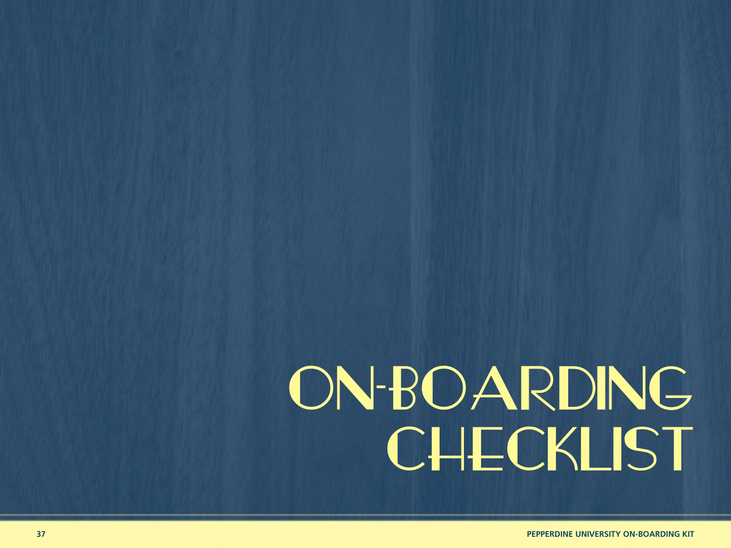# ON-BOARDING CHECKLIST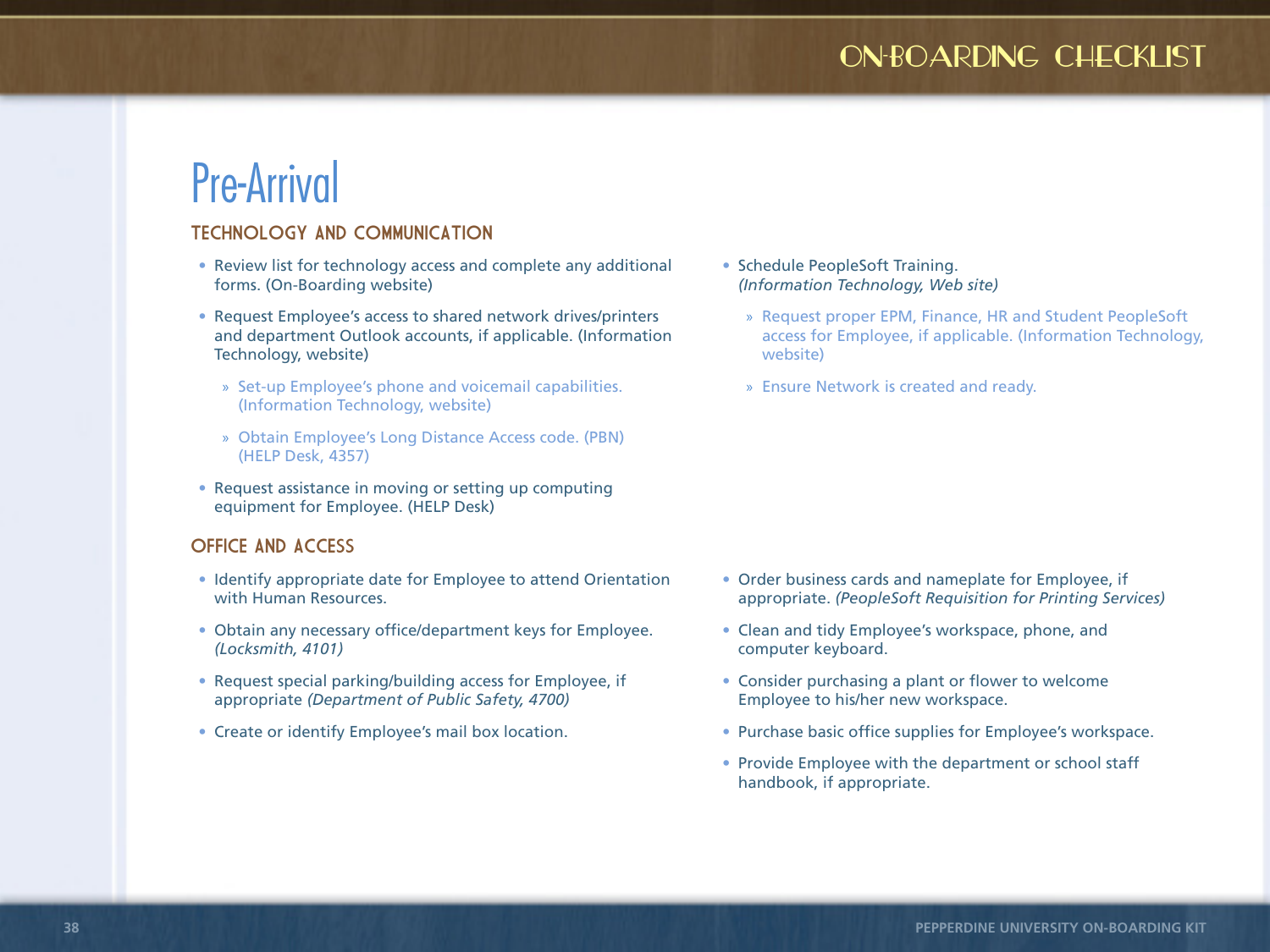# Pre-Arrival

## TECHNOLOGY AND COMMUNICATION

- Review list for technology access and complete any additional forms. (On-Boarding website)
- Request Employee's access to shared network drives/printers and department Outlook accounts, if applicable. (Information Technology, website)
  - Set-up Employee's phone and voicemail capabilities. (Information Technology, website)
  - Obtain Employee's Long Distance Access code. (PBN) (HELP Desk, 4357)
- Request assistance in moving or setting up computing equipment for Employee. (HELP Desk)
- Schedule PeopleSoft Training. *(Information Technology, Web site)*
  - Request proper EPM, Finance, HR and Student PeopleSoft access for Employee, if applicable. (Information Technology, website)
  - Ensure Network is created and ready.

## OFFICE AND ACCESS

- Identify appropriate date for Employee to attend Orientation with Human Resources.
- Obtain any necessary office/department keys for Employee. *(Locksmith, 4101)*
- Request special parking/building access for Employee, if appropriate *(Department of Public Safety, 4700)*
- Create or identify Employee's mail box location.
- Order business cards and nameplate for Employee, if appropriate. *(PeopleSoft Requisition for Printing Services)*
- Clean and tidy Employee's workspace, phone, and computer keyboard.
- Consider purchasing a plant or flower to welcome Employee to his/her new workspace.
- Purchase basic office supplies for Employee's workspace.
- Provide Employee with the department or school staff handbook, if appropriate.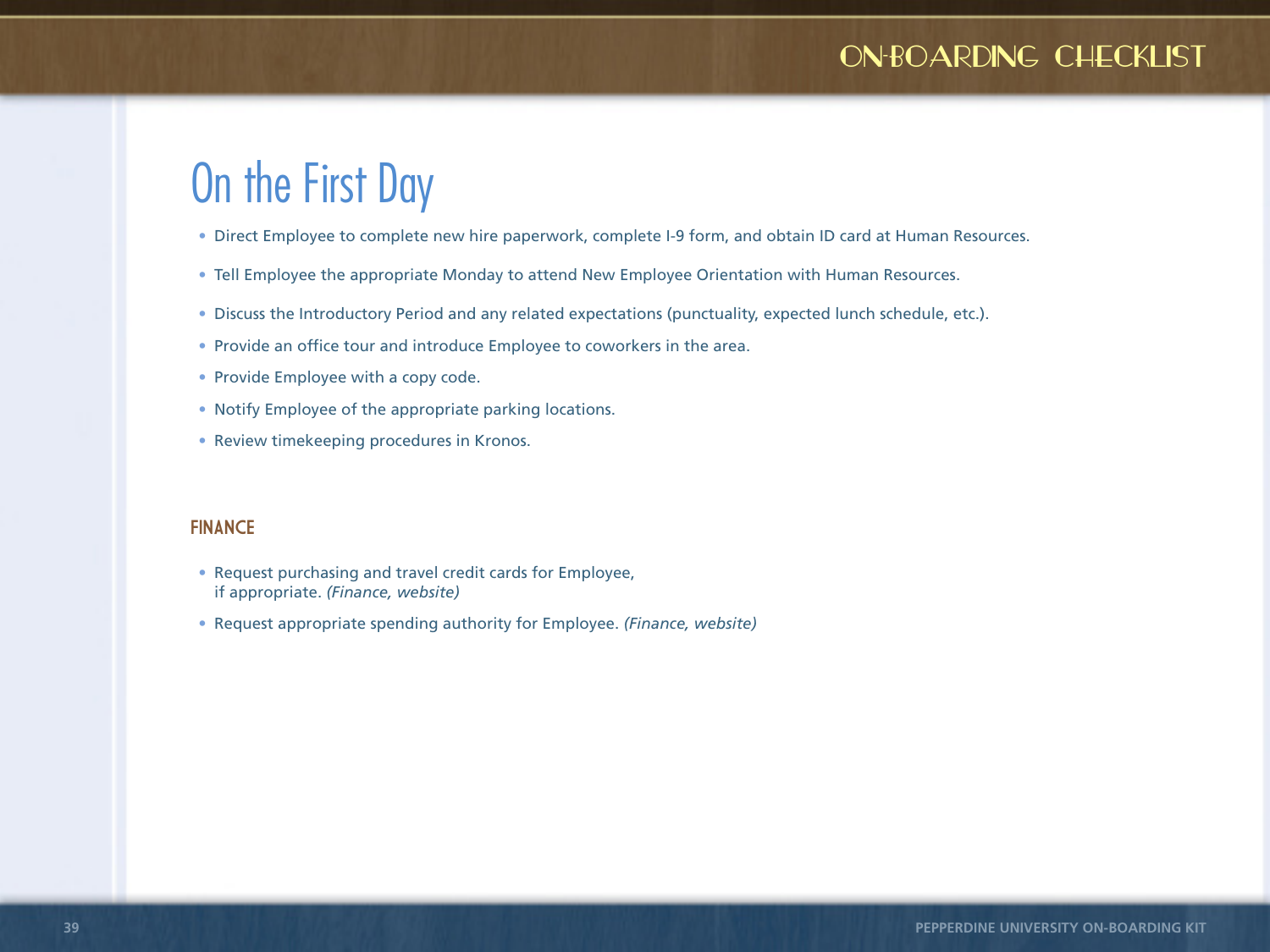# On the First Day

- Direct Employee to complete new hire paperwork, complete I-9 form, and obtain ID card at Human Resources.
- Tell Employee the appropriate Monday to attend New Employee Orientation with Human Resources.
- Discuss the Introductory Period and any related expectations (punctuality, expected lunch schedule, etc.).
- Provide an office tour and introduce Employee to coworkers in the area.
- Provide Employee with a copy code.
- Notify Employee of the appropriate parking locations.
- Review timekeeping procedures in Kronos.

## FINANCE

- Request purchasing and travel credit cards for Employee, if appropriate. *(Finance, website)*
- Request appropriate spending authority for Employee. *(Finance, website)*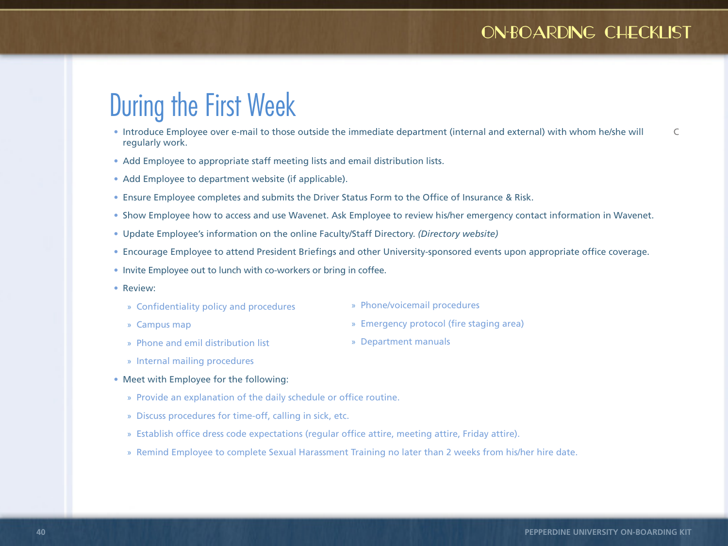# During the First Week

- Introduce Employee over e-mail to those outside the immediate department (internal and external) with whom he/she will regularly work.
- Add Employee to appropriate staff meeting lists and email distribution lists.
- Add Employee to department website (if applicable).
- Ensure Employee completes and submits the Driver Status Form to the Office of Insurance & Risk.
- Show Employee how to access and use Wavenet. Ask Employee to review his/her emergency contact information in Wavenet.
- Update Employee's information on the online Faculty/Staff Directory. *(Directory website)*
- Encourage Employee to attend President Briefings and other University-sponsored events upon appropriate office coverage.
- Invite Employee out to lunch with co-workers or bring in coffee.
- Review:
  - Confidentiality policy and procedures
  - Campus map
  - Phone and emil distribution list
  - Internal mailing procedures
  - Phone/voicemail procedures
  - Emergency protocol (fire staging area)
  - Department manuals
- Meet with Employee for the following:
  - Provide an explanation of the daily schedule or office routine.
  - Discuss procedures for time-off, calling in sick, etc.
  - Establish office dress code expectations (regular office attire, meeting attire, Friday attire).
  - Remind Employee to complete Sexual Harassment Training no later than 2 weeks from his/her hire date.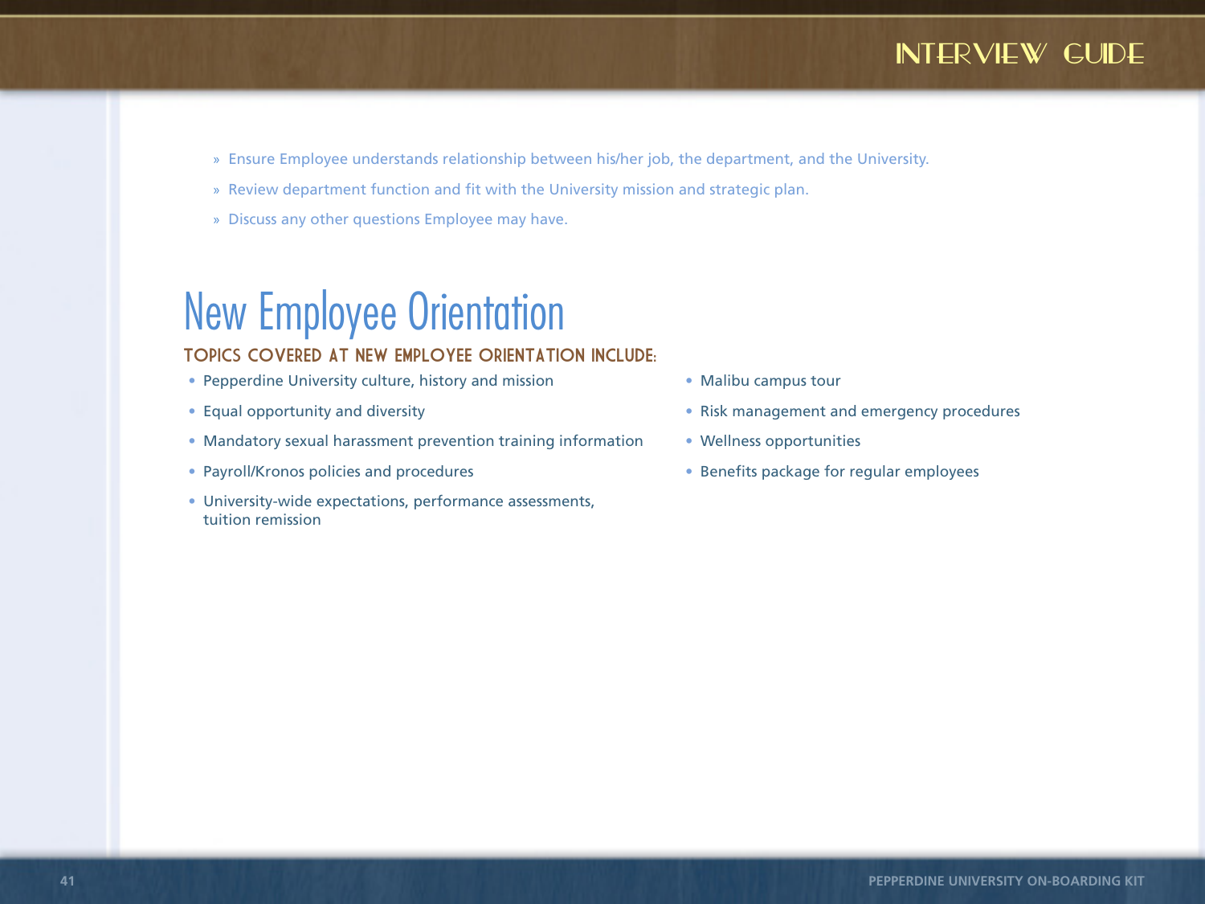- Ensure Employee understands relationship between his/her job, the department, and the University.
- Review department function and fit with the University mission and strategic plan.
- Discuss any other questions Employee may have.

# New Employee Orientation

### TOPICS COVERED AT NEW EMPLOYEE ORIENTATION INCLUDE:

- Pepperdine University culture, history and mission
- Equal opportunity and diversity
- Mandatory sexual harassment prevention training information
- Payroll/Kronos policies and procedures
- University-wide expectations, performance assessments, tuition remission
- Malibu campus tour
- Risk management and emergency procedures
- Wellness opportunities
- Benefits package for regular employees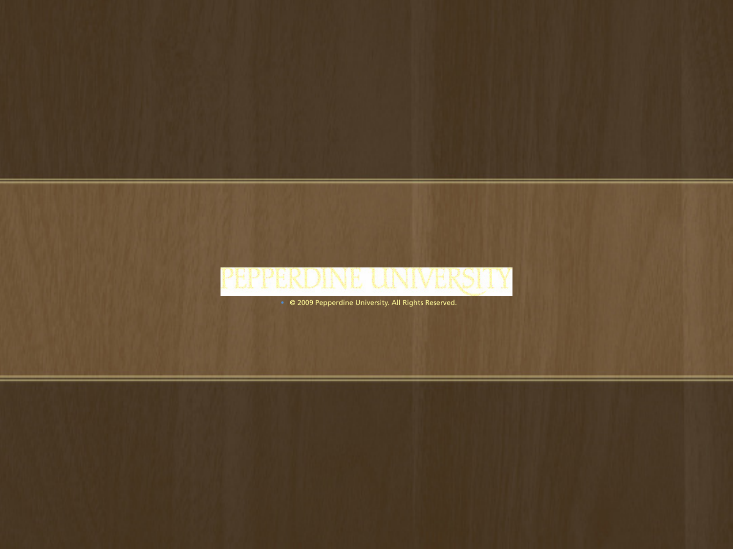PEPPERDINE UNIVERSITY

- © 2009 Pepperdine University. All Rights Reserved.